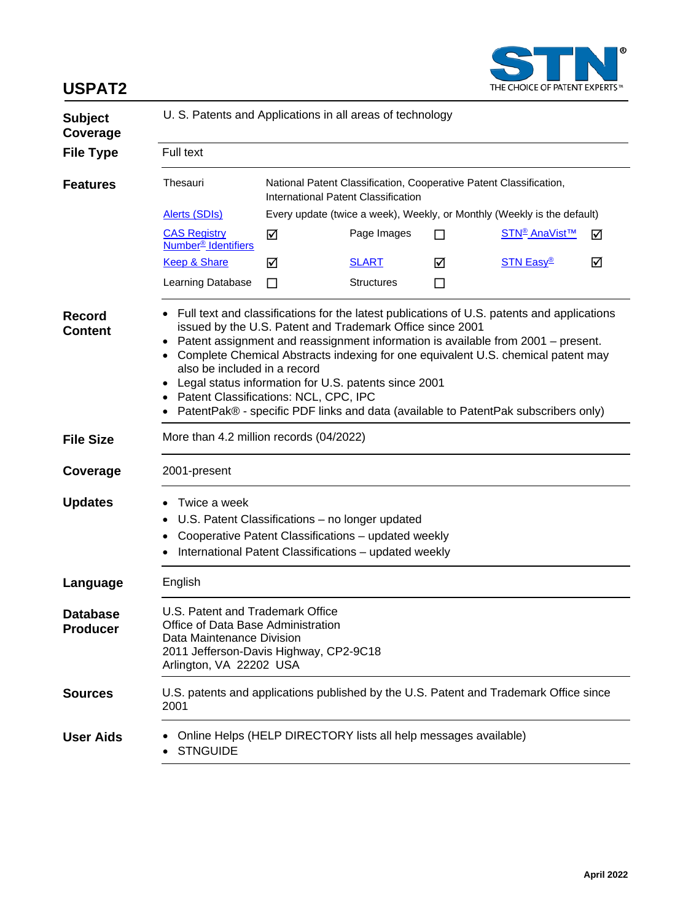# USPAT2

STN® THE CHOICE OF PATENT EXPERTS™

| | |
|---|---|
| **Subject Coverage** | U. S. Patents and Applications in all areas of technology |
| **File Type** | Full text |

**Features**

| | | | | | |
|---|---|---|---|---|---|
| Thesauri | National Patent Classification, Cooperative Patent Classification, International Patent Classification | | | | |
| Alerts (SDIs) | Every update (twice a week), Weekly, or Monthly (Weekly is the default) | | | | |
| CAS Registry Number® Identifiers | ☑ | Page Images | ☐ | STN® AnaVist™ | ☑ |
| Keep & Share | ☑ | SLART | ☑ | STN Easy® | ☑ |
| Learning Database | ☐ | Structures | ☐ | | |

**Record Content**

- Full text and classifications for the latest publications of U.S. patents and applications issued by the U.S. Patent and Trademark Office since 2001
- Patent assignment and reassignment information is available from 2001 – present.
- Complete Chemical Abstracts indexing for one equivalent U.S. chemical patent may also be included in a record
- Legal status information for U.S. patents since 2001
- Patent Classifications: NCL, CPC, IPC
- PatentPak® - specific PDF links and data (available to PatentPak subscribers only)

**File Size**

More than 4.2 million records (04/2022)

**Coverage**

2001-present

**Updates**

- Twice a week
- U.S. Patent Classifications – no longer updated
- Cooperative Patent Classifications – updated weekly
- International Patent Classifications – updated weekly

**Language**

English

**Database Producer**

U.S. Patent and Trademark Office
Office of Data Base Administration
Data Maintenance Division
2011 Jefferson-Davis Highway, CP2-9C18
Arlington, VA 22202 USA

**Sources**

U.S. patents and applications published by the U.S. Patent and Trademark Office since 2001

**User Aids**

- Online Helps (HELP DIRECTORY lists all help messages available)
- STNGUIDE

April 2022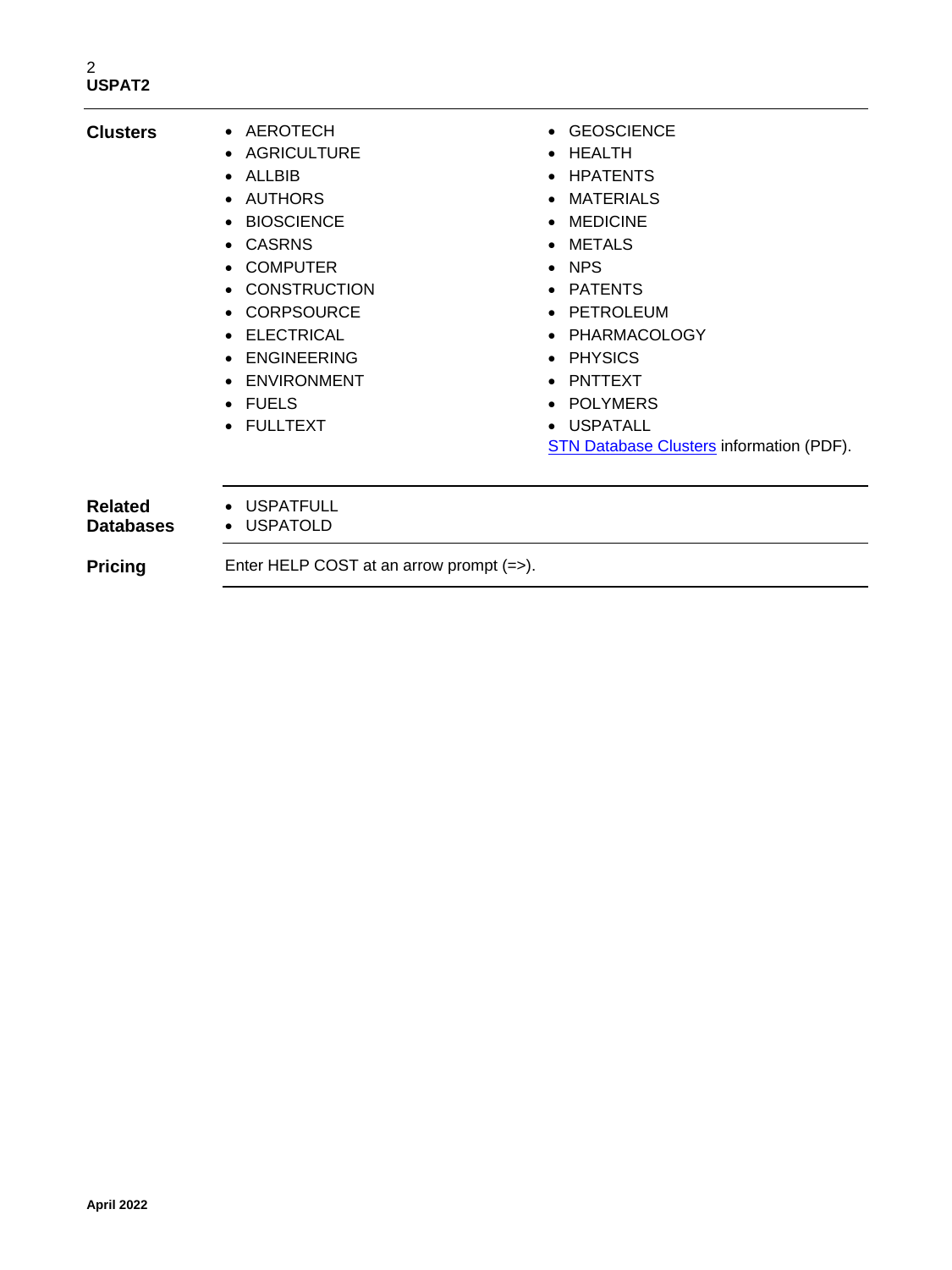**Clusters**

- AEROTECH
- AGRICULTURE
- ALLBIB
- AUTHORS
- BIOSCIENCE
- CASRNS
- COMPUTER
- CONSTRUCTION
- CORPSOURCE
- ELECTRICAL
- ENGINEERING
- ENVIRONMENT
- FUELS
- FULLTEXT
- GEOSCIENCE
- HEALTH
- HPATENTS
- MATERIALS
- MEDICINE
- METALS
- NPS
- PATENTS
- PETROLEUM
- PHARMACOLOGY
- PHYSICS
- PNTTEXT
- POLYMERS
- USPATALL

STN Database Clusters information (PDF).

**Related Databases**

- USPATFULL
- USPATOLD

**Pricing**

Enter HELP COST at an arrow prompt (=>).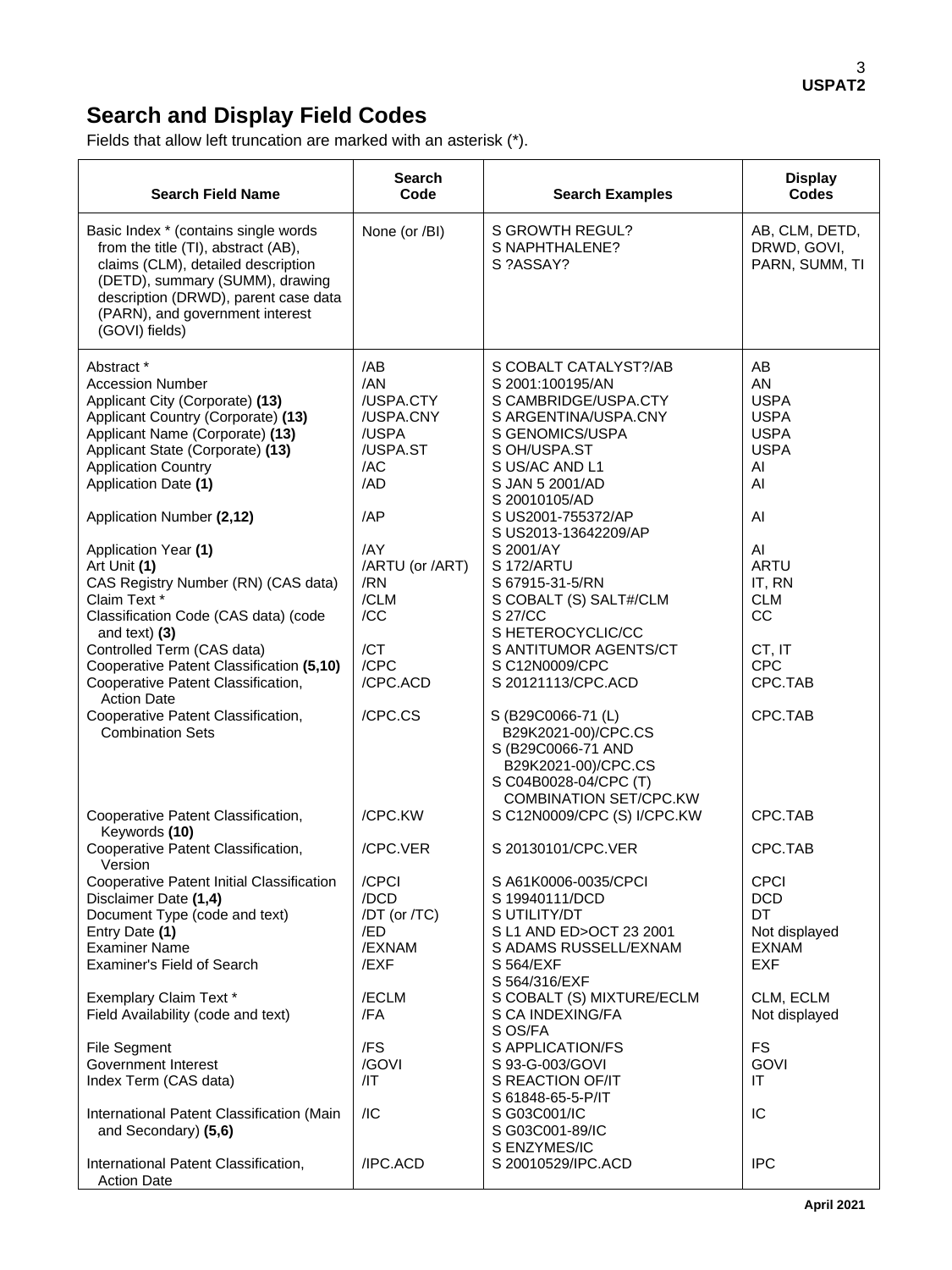# Search and Display Field Codes

Fields that allow left truncation are marked with an asterisk (*).

| Search Field Name | Search Code | Search Examples | Display Codes |
|---|---|---|---|
| Basic Index * (contains single words from the title (TI), abstract (AB), claims (CLM), detailed description (DETD), summary (SUMM), drawing description (DRWD), parent case data (PARN), and government interest (GOVI) fields) | None (or /BI) | S GROWTH REGUL?<br>S NAPHTHALENE?<br>S ?ASSAY? | AB, CLM, DETD, DRWD, GOVI, PARN, SUMM, TI |
| Abstract * | /AB | S COBALT CATALYST?/AB | AB |
| Accession Number | /AN | S 2001:100195/AN | AN |
| Applicant City (Corporate) **(13)** | /USPA.CTY | S CAMBRIDGE/USPA.CTY | USPA |
| Applicant Country (Corporate) **(13)** | /USPA.CNY | S ARGENTINA/USPA.CNY | USPA |
| Applicant Name (Corporate) **(13)** | /USPA | S GENOMICS/USPA | USPA |
| Applicant State (Corporate) **(13)** | /USPA.ST | S OH/USPA.ST | USPA |
| Application Country | /AC | S US/AC AND L1 | AI |
| Application Date **(1)** | /AD | S JAN 5 2001/AD<br>S 20010105/AD | AI |
| Application Number **(2,12)** | /AP | S US2001-755372/AP<br>S US2013-13642209/AP | AI |
| Application Year **(1)** | /AY | S 2001/AY | AI |
| Art Unit **(1)** | /ARTU (or /ART) | S 172/ARTU | ARTU |
| CAS Registry Number (RN) (CAS data) | /RN | S 67915-31-5/RN | IT, RN |
| Claim Text * | /CLM | S COBALT (S) SALT#/CLM | CLM |
| Classification Code (CAS data) (code and text) **(3)** | /CC | S 27/CC<br>S HETEROCYCLIC/CC | CC |
| Controlled Term (CAS data) | /CT | S ANTITUMOR AGENTS/CT | CT, IT |
| Cooperative Patent Classification **(5,10)** | /CPC | S C12N0009/CPC | CPC |
| Cooperative Patent Classification, Action Date | /CPC.ACD | S 20121113/CPC.ACD | CPC.TAB |
| Cooperative Patent Classification, Combination Sets | /CPC.CS | S (B29C0066-71 (L) B29K2021-00)/CPC.CS<br>S (B29C0066-71 AND B29K2021-00)/CPC.CS<br>S C04B0028-04/CPC (T) COMBINATION SET/CPC.KW | CPC.TAB |
| Cooperative Patent Classification, Keywords **(10)** | /CPC.KW | S C12N0009/CPC (S) I/CPC.KW | CPC.TAB |
| Cooperative Patent Classification, Version | /CPC.VER | S 20130101/CPC.VER | CPC.TAB |
| Cooperative Patent Initial Classification | /CPCI | S A61K0006-0035/CPCI | CPCI |
| Disclaimer Date **(1,4)** | /DCD | S 19940111/DCD | DCD |
| Document Type (code and text) | /DT (or /TC) | S UTILITY/DT | DT |
| Entry Date **(1)** | /ED | S L1 AND ED>OCT 23 2001 | Not displayed |
| Examiner Name | /EXNAM | S ADAMS RUSSELL/EXNAM | EXNAM |
| Examiner's Field of Search | /EXF | S 564/EXF<br>S 564/316/EXF | EXF |
| Exemplary Claim Text * | /ECLM | S COBALT (S) MIXTURE/ECLM | CLM, ECLM |
| Field Availability (code and text) | /FA | S CA INDEXING/FA<br>S OS/FA | Not displayed |
| File Segment | /FS | S APPLICATION/FS | FS |
| Government Interest | /GOVI | S 93-G-003/GOVI | GOVI |
| Index Term (CAS data) | /IT | S REACTION OF/IT<br>S 61848-65-5-P/IT | IT |
| International Patent Classification (Main and Secondary) **(5,6)** | /IC | S G03C001/IC<br>S G03C001-89/IC<br>S ENZYMES/IC | IC |
| International Patent Classification, Action Date | /IPC.ACD | S 20010529/IPC.ACD | IPC |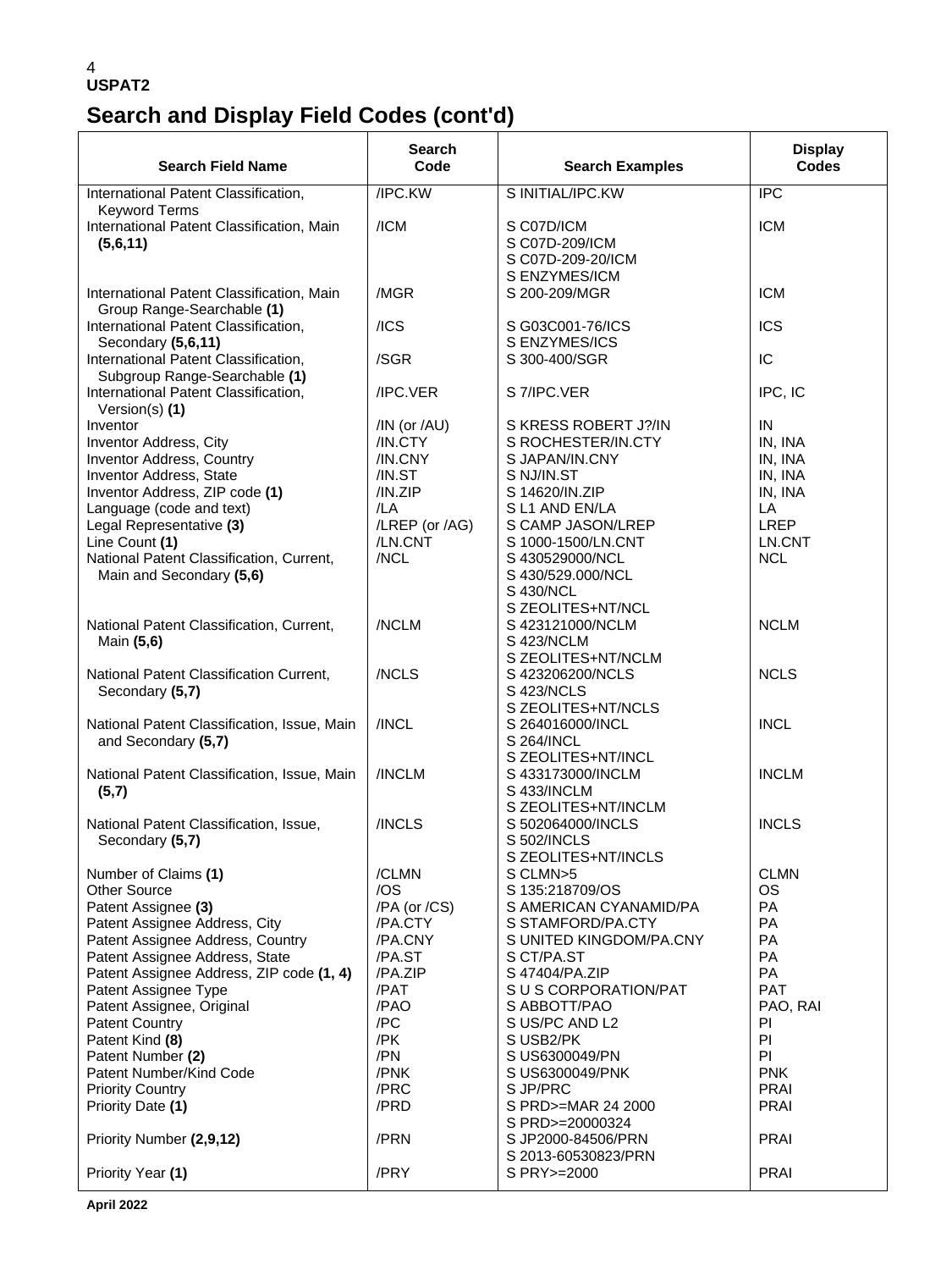# Search and Display Field Codes (cont'd)

| Search Field Name | Search Code | Search Examples | Display Codes |
|---|---|---|---|
| International Patent Classification, Keyword Terms | /IPC.KW | S INITIAL/IPC.KW | IPC |
| International Patent Classification, Main **(5,6,11)** | /ICM | S C07D/ICM<br>S C07D-209/ICM<br>S C07D-209-20/ICM<br>S ENZYMES/ICM | ICM |
| International Patent Classification, Main Group Range-Searchable **(1)** | /MGR | S 200-209/MGR | ICM |
| International Patent Classification, Secondary **(5,6,11)** | /ICS | S G03C001-76/ICS<br>S ENZYMES/ICS | ICS |
| International Patent Classification, Subgroup Range-Searchable **(1)** | /SGR | S 300-400/SGR | IC |
| International Patent Classification, Version(s) **(1)** | /IPC.VER | S 7/IPC.VER | IPC, IC |
| Inventor | /IN (or /AU) | S KRESS ROBERT J?/IN | IN |
| Inventor Address, City | /IN.CTY | S ROCHESTER/IN.CTY | IN, INA |
| Inventor Address, Country | /IN.CNY | S JAPAN/IN.CNY | IN, INA |
| Inventor Address, State | /IN.ST | S NJ/IN.ST | IN, INA |
| Inventor Address, ZIP code **(1)** | /IN.ZIP | S 14620/IN.ZIP | IN, INA |
| Language (code and text) | /LA | S L1 AND EN/LA | LA |
| Legal Representative **(3)** | /LREP (or /AG) | S CAMP JASON/LREP | LREP |
| Line Count **(1)** | /LN.CNT | S 1000-1500/LN.CNT | LN.CNT |
| National Patent Classification, Current, Main and Secondary **(5,6)** | /NCL | S 430529000/NCL<br>S 430/529.000/NCL<br>S 430/NCL<br>S ZEOLITES+NT/NCL | NCL |
| National Patent Classification, Current, Main **(5,6)** | /NCLM | S 423121000/NCLM<br>S 423/NCLM<br>S ZEOLITES+NT/NCLM | NCLM |
| National Patent Classification Current, Secondary **(5,7)** | /NCLS | S 423206200/NCLS<br>S 423/NCLS<br>S ZEOLITES+NT/NCLS | NCLS |
| National Patent Classification, Issue, Main and Secondary **(5,7)** | /INCL | S 264016000/INCL<br>S 264/INCL<br>S ZEOLITES+NT/INCL | INCL |
| National Patent Classification, Issue, Main **(5,7)** | /INCLM | S 433173000/INCLM<br>S 433/INCLM<br>S ZEOLITES+NT/INCLM | INCLM |
| National Patent Classification, Issue, Secondary **(5,7)** | /INCLS | S 502064000/INCLS<br>S 502/INCLS<br>S ZEOLITES+NT/INCLS | INCLS |
| Number of Claims **(1)** | /CLMN | S CLMN>5 | CLMN |
| Other Source | /OS | S 135:218709/OS | OS |
| Patent Assignee **(3)** | /PA (or /CS) | S AMERICAN CYANAMID/PA | PA |
| Patent Assignee Address, City | /PA.CTY | S STAMFORD/PA.CTY | PA |
| Patent Assignee Address, Country | /PA.CNY | S UNITED KINGDOM/PA.CNY | PA |
| Patent Assignee Address, State | /PA.ST | S CT/PA.ST | PA |
| Patent Assignee Address, ZIP code **(1, 4)** | /PA.ZIP | S 47404/PA.ZIP | PA |
| Patent Assignee Type | /PAT | S U S CORPORATION/PAT | PAT |
| Patent Assignee, Original | /PAO | S ABBOTT/PAO | PAO, RAI |
| Patent Country | /PC | S US/PC AND L2 | PI |
| Patent Kind **(8)** | /PK | S USB2/PK | PI |
| Patent Number **(2)** | /PN | S US6300049/PN | PI |
| Patent Number/Kind Code | /PNK | S US6300049/PNK | PNK |
| Priority Country | /PRC | S JP/PRC | PRAI |
| Priority Date **(1)** | /PRD | S PRD>=MAR 24 2000<br>S PRD>=20000324 | PRAI |
| Priority Number **(2,9,12)** | /PRN | S JP2000-84506/PRN<br>S 2013-60530823/PRN | PRAI |
| Priority Year **(1)** | /PRY | S PRY>=2000 | PRAI |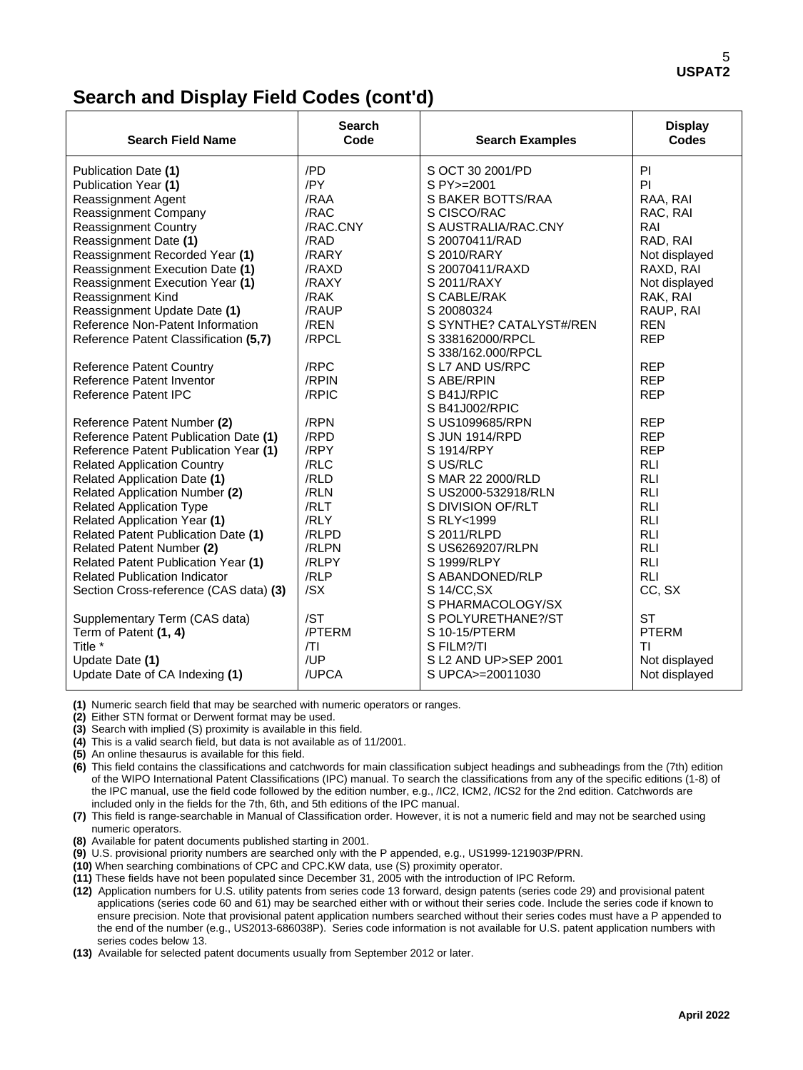## Search and Display Field Codes (cont'd)

| Search Field Name | Search Code | Search Examples | Display Codes |
|---|---|---|---|
| Publication Date **(1)** | /PD | S OCT 30 2001/PD | PI |
| Publication Year **(1)** | /PY | S PY>=2001 | PI |
| Reassignment Agent | /RAA | S BAKER BOTTS/RAA | RAA, RAI |
| Reassignment Company | /RAC | S CISCO/RAC | RAC, RAI |
| Reassignment Country | /RAC.CNY | S AUSTRALIA/RAC.CNY | RAI |
| Reassignment Date **(1)** | /RAD | S 20070411/RAD | RAD, RAI |
| Reassignment Recorded Year **(1)** | /RARY | S 2010/RARY | Not displayed |
| Reassignment Execution Date **(1)** | /RAXD | S 20070411/RAXD | RAXD, RAI |
| Reassignment Execution Year **(1)** | /RAXY | S 2011/RAXY | Not displayed |
| Reassignment Kind | /RAK | S CABLE/RAK | RAK, RAI |
| Reassignment Update Date **(1)** | /RAUP | S 20080324 | RAUP, RAI |
| Reference Non-Patent Information | /REN | S SYNTHE? CATALYST#/REN | REN |
| Reference Patent Classification **(5,7)** | /RPCL | S 338162000/RPCL<br>S 338/162.000/RPCL | REP |
| Reference Patent Country | /RPC | S L7 AND US/RPC | REP |
| Reference Patent Inventor | /RPIN | S ABE/RPIN | REP |
| Reference Patent IPC | /RPIC | S B41J/RPIC<br>S B41J002/RPIC | REP |
| Reference Patent Number **(2)** | /RPN | S US1099685/RPN | REP |
| Reference Patent Publication Date **(1)** | /RPD | S JUN 1914/RPD | REP |
| Reference Patent Publication Year **(1)** | /RPY | S 1914/RPY | REP |
| Related Application Country | /RLC | S US/RLC | RLI |
| Related Application Date **(1)** | /RLD | S MAR 22 2000/RLD | RLI |
| Related Application Number **(2)** | /RLN | S US2000-532918/RLN | RLI |
| Related Application Type | /RLT | S DIVISION OF/RLT | RLI |
| Related Application Year **(1)** | /RLY | S RLY<1999 | RLI |
| Related Patent Publication Date **(1)** | /RLPD | S 2011/RLPD | RLI |
| Related Patent Number **(2)** | /RLPN | S US6269207/RLPN | RLI |
| Related Patent Publication Year **(1)** | /RLPY | S 1999/RLPY | RLI |
| Related Publication Indicator | /RLP | S ABANDONED/RLP | RLI |
| Section Cross-reference (CAS data) **(3)** | /SX | S 14/CC,SX<br>S PHARMACOLOGY/SX | CC, SX |
| Supplementary Term (CAS data) | /ST | S POLYURETHANE?/ST | ST |
| Term of Patent **(1, 4)** | /PTERM | S 10-15/PTERM | PTERM |
| Title * | /TI | S FILM?/TI | TI |
| Update Date **(1)** | /UP | S L2 AND UP>SEP 2001 | Not displayed |
| Update Date of CA Indexing **(1)** | /UPCA | S UPCA>=20011030 | Not displayed |

**(1)** Numeric search field that may be searched with numeric operators or ranges.
**(2)** Either STN format or Derwent format may be used.
**(3)** Search with implied (S) proximity is available in this field.
**(4)** This is a valid search field, but data is not available as of 11/2001.
**(5)** An online thesaurus is available for this field.
**(6)** This field contains the classifications and catchwords for main classification subject headings and subheadings from the (7th) edition of the WIPO International Patent Classifications (IPC) manual. To search the classifications from any of the specific editions (1-8) of the IPC manual, use the field code followed by the edition number, e.g., /IC2, ICM2, /ICS2 for the 2nd edition. Catchwords are included only in the fields for the 7th, 6th, and 5th editions of the IPC manual.
**(7)** This field is range-searchable in Manual of Classification order. However, it is not a numeric field and may not be searched using numeric operators.
**(8)** Available for patent documents published starting in 2001.
**(9)** U.S. provisional priority numbers are searched only with the P appended, e.g., US1999-121903P/PRN.
**(10)** When searching combinations of CPC and CPC.KW data, use (S) proximity operator.
**(11)** These fields have not been populated since December 31, 2005 with the introduction of IPC Reform.
**(12)** Application numbers for U.S. utility patents from series code 13 forward, design patents (series code 29) and provisional patent applications (series code 60 and 61) may be searched either with or without their series code. Include the series code if known to ensure precision. Note that provisional patent application numbers searched without their series codes must have a P appended to the end of the number (e.g., US2013-686038P). Series code information is not available for U.S. patent application numbers with series codes below 13.
**(13)** Available for selected patent documents usually from September 2012 or later.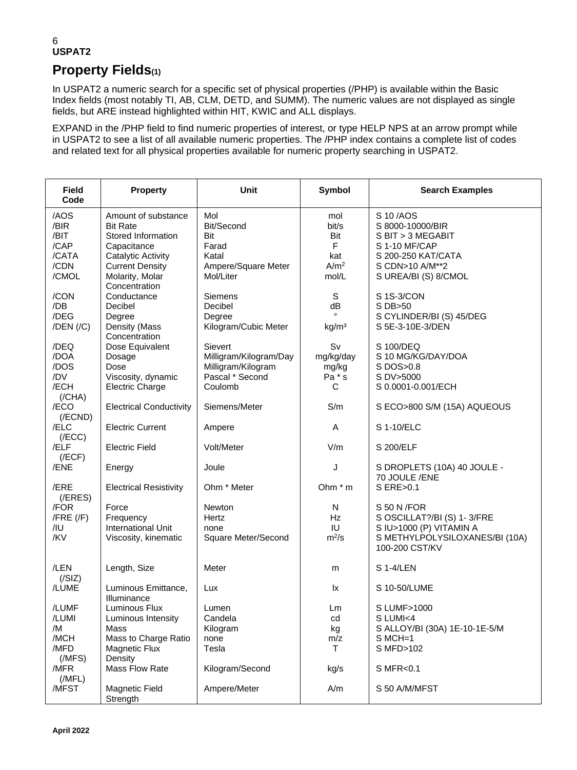**USPAT2**

## Property Fields(1)

In USPAT2 a numeric search for a specific set of physical properties (/PHP) is available within the Basic Index fields (most notably TI, AB, CLM, DETD, and SUMM). The numeric values are not displayed as single fields, but ARE instead highlighted within HIT, KWIC and ALL displays.

EXPAND in the /PHP field to find numeric properties of interest, or type HELP NPS at an arrow prompt while in USPAT2 to see a list of all available numeric properties. The /PHP index contains a complete list of codes and related text for all physical properties available for numeric property searching in USPAT2.

| Field Code | Property | Unit | Symbol | Search Examples |
|---|---|---|---|---|
| /AOS | Amount of substance | Mol | mol | S 10 /AOS |
| /BIR | Bit Rate | Bit/Second | bit/s | S 8000-10000/BIR |
| /BIT | Stored Information | Bit | Bit | S BIT > 3 MEGABIT |
| /CAP | Capacitance | Farad | F | S 1-10 MF/CAP |
| /CATA | Catalytic Activity | Katal | kat | S 200-250 KAT/CATA |
| /CDN | Current Density | Ampere/Square Meter | $A/m^2$ | S CDN>10 A/M**2 |
| /CMOL | Molarity, Molar Concentration | Mol/Liter | mol/L | S UREA/BI (S) 8/CMOL |
| /CON | Conductance | Siemens | S | S 1S-3/CON |
| /DB | Decibel | Decibel | dB | S DB>50 |
| /DEG | Degree | Degree | ° | S CYLINDER/BI (S) 45/DEG |
| /DEN (/C) | Density (Mass Concentration | Kilogram/Cubic Meter | $kg/m^3$ | S 5E-3-10E-3/DEN |
| /DEQ | Dose Equivalent | Sievert | Sv | S 100/DEQ |
| /DOA | Dosage | Milligram/Kilogram/Day | mg/kg/day | S 10 MG/KG/DAY/DOA |
| /DOS | Dose | Milligram/Kilogram | mg/kg | S DOS>0.8 |
| /DV | Viscosity, dynamic | Pascal * Second | Pa * s | S DV>5000 |
| /ECH (/CHA) | Electric Charge | Coulomb | C | S 0.0001-0.001/ECH |
| /ECO (/ECND) | Electrical Conductivity | Siemens/Meter | S/m | S ECO>800 S/M (15A) AQUEOUS |
| /ELC (/ECC) | Electric Current | Ampere | A | S 1-10/ELC |
| /ELF (/ECF) | Electric Field | Volt/Meter | V/m | S 200/ELF |
| /ENE | Energy | Joule | J | S DROPLETS (10A) 40 JOULE - 70 JOULE /ENE |
| /ERE (/ERES) | Electrical Resistivity | Ohm * Meter | Ohm * m | S ERE>0.1 |
| /FOR | Force | Newton | N | S 50 N /FOR |
| /FRE (/F) | Frequency | Hertz | Hz | S OSCILLAT?/BI (S) 1- 3/FRE |
| /IU | International Unit | none | IU | S IU>1000 (P) VITAMIN A |
| /KV | Viscosity, kinematic | Square Meter/Second | $m^2/s$ | S METHYLPOLYSILOXANES/BI (10A) 100-200 CST/KV |
| /LEN (/SIZ) | Length, Size | Meter | m | S 1-4/LEN |
| /LUME | Luminous Emittance, Illuminance | Lux | lx | S 10-50/LUME |
| /LUMF | Luminous Flux | Lumen | Lm | S LUMF>1000 |
| /LUMI | Luminous Intensity | Candela | cd | S LUMI<4 |
| /M | Mass | Kilogram | kg | S ALLOY/BI (30A) 1E-10-1E-5/M |
| /MCH | Mass to Charge Ratio | none | m/z | S MCH=1 |
| /MFD (/MFS) | Magnetic Flux Density | Tesla | T | S MFD>102 |
| /MFR (/MFL) | Mass Flow Rate | Kilogram/Second | kg/s | S MFR<0.1 |
| /MFST | Magnetic Field Strength | Ampere/Meter | A/m | S 50 A/M/MFST |

April 2022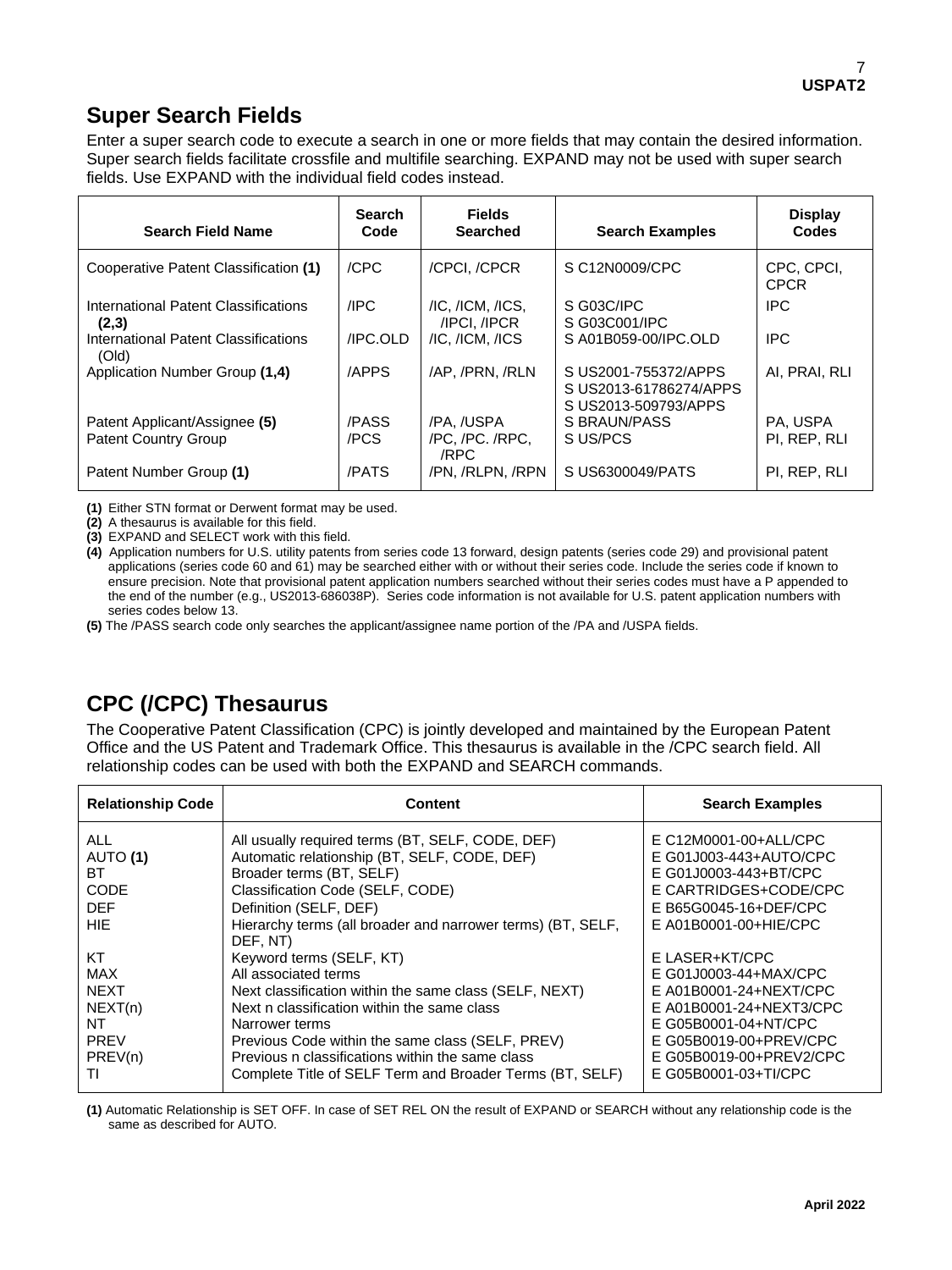## Super Search Fields

Enter a super search code to execute a search in one or more fields that may contain the desired information. Super search fields facilitate crossfile and multifile searching. EXPAND may not be used with super search fields. Use EXPAND with the individual field codes instead.

| Search Field Name | Search Code | Fields Searched | Search Examples | Display Codes |
|---|---|---|---|---|
| Cooperative Patent Classification **(1)** | /CPC | /CPCI, /CPCR | S C12N0009/CPC | CPC, CPCI, CPCR |
| International Patent Classifications **(2,3)** | /IPC | /IC, /ICM, /ICS, /IPCI, /IPCR | S G03C/IPC<br>S G03C001/IPC | IPC |
| International Patent Classifications (Old) | /IPC.OLD | /IC, /ICM, /ICS | S A01B059-00/IPC.OLD | IPC |
| Application Number Group **(1,4)** | /APPS | /AP, /PRN, /RLN | S US2001-755372/APPS<br>S US2013-61786274/APPS<br>S US2013-509793/APPS | AI, PRAI, RLI |
| Patent Applicant/Assignee **(5)** | /PASS | /PA, /USPA | S BRAUN/PASS | PA, USPA |
| Patent Country Group | /PCS | /PC, /PC. /RPC, /RPC | S US/PCS | PI, REP, RLI |
| Patent Number Group **(1)** | /PATS | /PN, /RLPN, /RPN | S US6300049/PATS | PI, REP, RLI |

**(1)** Either STN format or Derwent format may be used.
**(2)** A thesaurus is available for this field.
**(3)** EXPAND and SELECT work with this field.
**(4)** Application numbers for U.S. utility patents from series code 13 forward, design patents (series code 29) and provisional patent applications (series code 60 and 61) may be searched either with or without their series code. Include the series code if known to ensure precision. Note that provisional patent application numbers searched without their series codes must have a P appended to the end of the number (e.g., US2013-686038P). Series code information is not available for U.S. patent application numbers with series codes below 13.
**(5)** The /PASS search code only searches the applicant/assignee name portion of the /PA and /USPA fields.

## CPC (/CPC) Thesaurus

The Cooperative Patent Classification (CPC) is jointly developed and maintained by the European Patent Office and the US Patent and Trademark Office. This thesaurus is available in the /CPC search field. All relationship codes can be used with both the EXPAND and SEARCH commands.

| Relationship Code | Content | Search Examples |
|---|---|---|
| ALL | All usually required terms (BT, SELF, CODE, DEF) | E C12M0001-00+ALL/CPC |
| AUTO **(1)** | Automatic relationship (BT, SELF, CODE, DEF) | E G01J003-443+AUTO/CPC |
| BT | Broader terms (BT, SELF) | E G01J0003-443+BT/CPC |
| CODE | Classification Code (SELF, CODE) | E CARTRIDGES+CODE/CPC |
| DEF | Definition (SELF, DEF) | E B65G0045-16+DEF/CPC |
| HIE | Hierarchy terms (all broader and narrower terms) (BT, SELF, DEF, NT) | E A01B0001-00+HIE/CPC |
| KT | Keyword terms (SELF, KT) | E LASER+KT/CPC |
| MAX | All associated terms | E G01J0003-44+MAX/CPC |
| NEXT | Next classification within the same class (SELF, NEXT) | E A01B0001-24+NEXT/CPC |
| NEXT(n) | Next n classification within the same class | E A01B0001-24+NEXT3/CPC |
| NT | Narrower terms | E G05B0001-04+NT/CPC |
| PREV | Previous Code within the same class (SELF, PREV) | E G05B0019-00+PREV/CPC |
| PREV(n) | Previous n classifications within the same class | E G05B0019-00+PREV2/CPC |
| TI | Complete Title of SELF Term and Broader Terms (BT, SELF) | E G05B0001-03+TI/CPC |

**(1)** Automatic Relationship is SET OFF. In case of SET REL ON the result of EXPAND or SEARCH without any relationship code is the same as described for AUTO.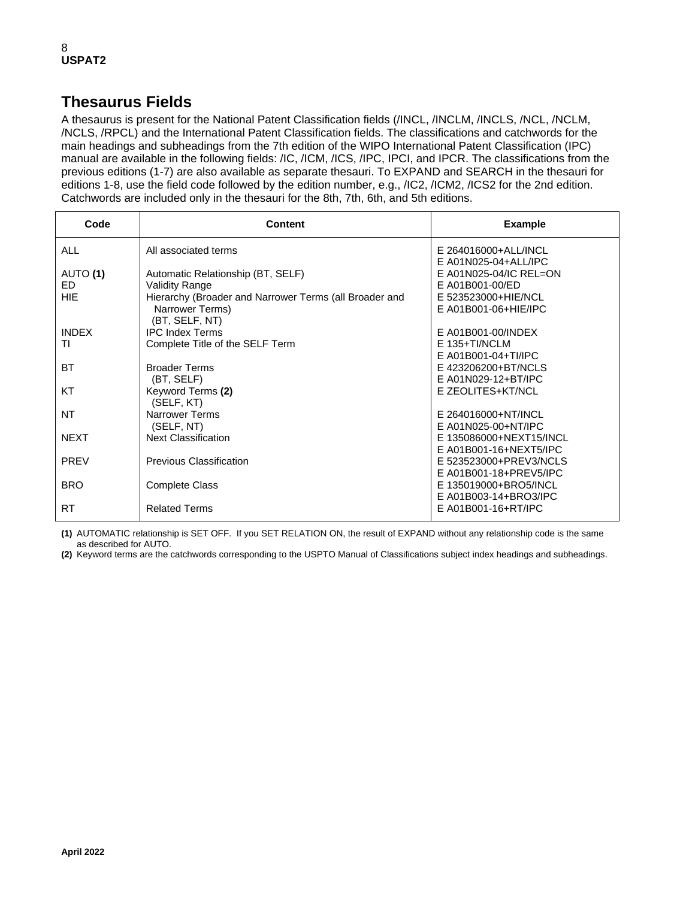## Thesaurus Fields

A thesaurus is present for the National Patent Classification fields (/INCL, /INCLM, /INCLS, /NCL, /NCLM, /NCLS, /RPCL) and the International Patent Classification fields. The classifications and catchwords for the main headings and subheadings from the 7th edition of the WIPO International Patent Classification (IPC) manual are available in the following fields: /IC, /ICM, /ICS, /IPC, IPCI, and IPCR. The classifications from the previous editions (1-7) are also available as separate thesauri. To EXPAND and SEARCH in the thesauri for editions 1-8, use the field code followed by the edition number, e.g., /IC2, /ICM2, /ICS2 for the 2nd edition. Catchwords are included only in the thesauri for the 8th, 7th, 6th, and 5th editions.

| Code | Content | Example |
|---|---|---|
| ALL | All associated terms | E 264016000+ALL/INCL<br>E A01N025-04+ALL/IPC |
| AUTO **(1)** | Automatic Relationship (BT, SELF) | E A01N025-04/IC REL=ON |
| ED | Validity Range | E A01B001-00/ED |
| HIE | Hierarchy (Broader and Narrower Terms (all Broader and Narrower Terms)<br>(BT, SELF, NT) | E 523523000+HIE/NCL<br>E A01B001-06+HIE/IPC |
| INDEX | IPC Index Terms | E A01B001-00/INDEX |
| TI | Complete Title of the SELF Term | E 135+TI/NCLM<br>E A01B001-04+TI/IPC |
| BT | Broader Terms<br>(BT, SELF) | E 423206200+BT/NCLS<br>E A01N029-12+BT/IPC |
| KT | Keyword Terms **(2)**<br>(SELF, KT) | E ZEOLITES+KT/NCL |
| NT | Narrower Terms<br>(SELF, NT) | E 264016000+NT/INCL<br>E A01N025-00+NT/IPC |
| NEXT | Next Classification | E 135086000+NEXT15/INCL<br>E A01B001-16+NEXT5/IPC |
| PREV | Previous Classification | E 523523000+PREV3/NCLS<br>E A01B001-18+PREV5/IPC |
| BRO | Complete Class | E 135019000+BRO5/INCL<br>E A01B003-14+BRO3/IPC |
| RT | Related Terms | E A01B001-16+RT/IPC |

**(1)** AUTOMATIC relationship is SET OFF. If you SET RELATION ON, the result of EXPAND without any relationship code is the same as described for AUTO.

**(2)** Keyword terms are the catchwords corresponding to the USPTO Manual of Classifications subject index headings and subheadings.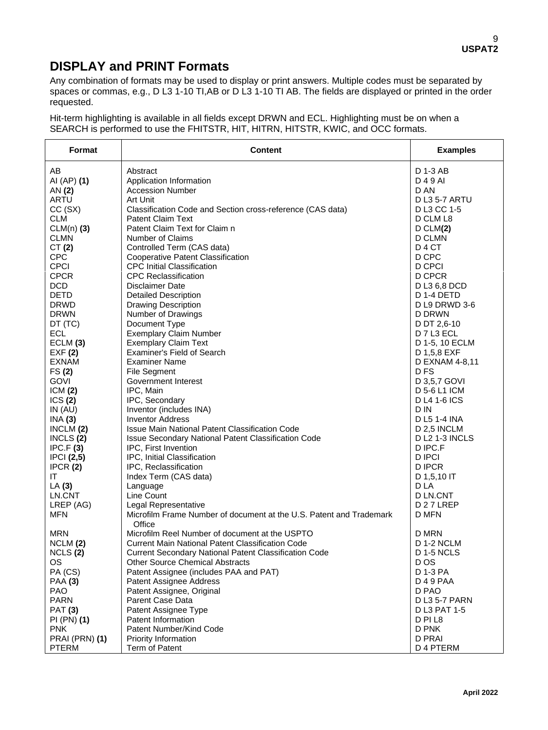# DISPLAY and PRINT Formats

Any combination of formats may be used to display or print answers. Multiple codes must be separated by spaces or commas, e.g., D L3 1-10 TI,AB or D L3 1-10 TI AB. The fields are displayed or printed in the order requested.

Hit-term highlighting is available in all fields except DRWN and ECL. Highlighting must be on when a SEARCH is performed to use the FHITSTR, HIT, HITRN, HITSTR, KWIC, and OCC formats.

| Format | Content | Examples |
|---|---|---|
| AB | Abstract | D 1-3 AB |
| AI (AP) **(1)** | Application Information | D 4 9 AI |
| AN **(2)** | Accession Number | D AN |
| ARTU | Art Unit | D L3 5-7 ARTU |
| CC (SX) | Classification Code and Section cross-reference (CAS data) | D L3 CC 1-5 |
| CLM | Patent Claim Text | D CLM L8 |
| CLM(n) **(3)** | Patent Claim Text for Claim n | D CLM**(2)** |
| CLMN | Number of Claims | D CLMN |
| CT **(2)** | Controlled Term (CAS data) | D 4 CT |
| CPC | Cooperative Patent Classification | D CPC |
| CPCI | CPC Initial Classification | D CPCI |
| CPCR | CPC Reclassification | D CPCR |
| DCD | Disclaimer Date | D L3 6,8 DCD |
| DETD | Detailed Description | D 1-4 DETD |
| DRWD | Drawing Description | D L9 DRWD 3-6 |
| DRWN | Number of Drawings | D DRWN |
| DT (TC) | Document Type | D DT 2,6-10 |
| ECL | Exemplary Claim Number | D 7 L3 ECL |
| ECLM **(3)** | Exemplary Claim Text | D 1-5, 10 ECLM |
| EXF **(2)** | Examiner's Field of Search | D 1,5,8 EXF |
| EXNAM | Examiner Name | D EXNAM 4-8,11 |
| FS **(2)** | File Segment | D FS |
| GOVI | Government Interest | D 3,5,7 GOVI |
| ICM **(2)** | IPC, Main | D 5-6 L1 ICM |
| ICS **(2)** | IPC, Secondary | D L4 1-6 ICS |
| IN (AU) | Inventor (includes INA) | D IN |
| INA **(3)** | Inventor Address | D L5 1-4 INA |
| INCLM **(2)** | Issue Main National Patent Classification Code | D 2,5 INCLM |
| INCLS **(2)** | Issue Secondary National Patent Classification Code | D L2 1-3 INCLS |
| IPC.F **(3)** | IPC, First Invention | D IPC.F |
| IPCI **(2,5)** | IPC, Initial Classification | D IPCI |
| IPCR **(2)** | IPC, Reclassification | D IPCR |
| IT | Index Term (CAS data) | D 1,5,10 IT |
| LA **(3)** | Language | D LA |
| LN.CNT | Line Count | D LN.CNT |
| LREP (AG) | Legal Representative | D 2 7 LREP |
| MFN | Microfilm Frame Number of document at the U.S. Patent and Trademark Office | D MFN |
| MRN | Microfilm Reel Number of document at the USPTO | D MRN |
| NCLM **(2)** | Current Main National Patent Classification Code | D 1-2 NCLM |
| NCLS **(2)** | Current Secondary National Patent Classification Code | D 1-5 NCLS |
| OS | Other Source Chemical Abstracts | D OS |
| PA (CS) | Patent Assignee (includes PAA and PAT) | D 1-3 PA |
| PAA **(3)** | Patent Assignee Address | D 4 9 PAA |
| PAO | Patent Assignee, Original | D PAO |
| PARN | Parent Case Data | D L3 5-7 PARN |
| PAT **(3)** | Patent Assignee Type | D L3 PAT 1-5 |
| PI (PN) **(1)** | Patent Information | D PI L8 |
| PNK | Patent Number/Kind Code | D PNK |
| PRAI (PRN) **(1)** | Priority Information | D PRAI |
| PTERM | Term of Patent | D 4 PTERM |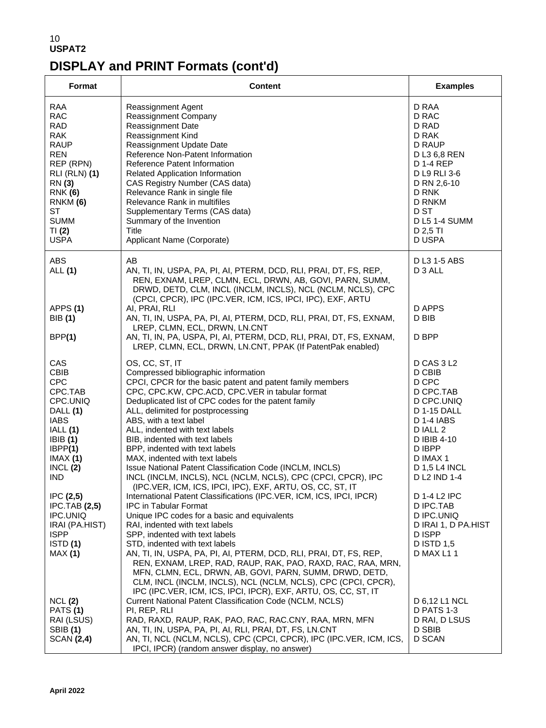**USPAT2**

# DISPLAY and PRINT Formats (cont'd)

| Format | Content | Examples |
|---|---|---|
| RAA | Reassignment Agent | D RAA |
| RAC | Reassignment Company | D RAC |
| RAD | Reassignment Date | D RAD |
| RAK | Reassignment Kind | D RAK |
| RAUP | Reassignment Update Date | D RAUP |
| REN | Reference Non-Patent Information | D L3 6,8 REN |
| REP (RPN) | Reference Patent Information | D 1-4 REP |
| RLI (RLN) **(1)** | Related Application Information | D L9 RLI 3-6 |
| RN **(3)** | CAS Registry Number (CAS data) | D RN 2,6-10 |
| RNK **(6)** | Relevance Rank in single file | D RNK |
| RNKM **(6)** | Relevance Rank in multifiles | D RNKM |
| ST | Supplementary Terms (CAS data) | D ST |
| SUMM | Summary of the Invention | D L5 1-4 SUMM |
| TI **(2)** | Title | D 2,5 TI |
| USPA | Applicant Name (Corporate) | D USPA |
| ABS | AB | D L3 1-5 ABS |
| ALL **(1)** | AN, TI, IN, USPA, PA, PI, AI, PTERM, DCD, RLI, PRAI, DT, FS, REP, REN, EXNAM, LREP, CLMN, ECL, DRWN, AB, GOVI, PARN, SUMM, DRWD, DETD, CLM, INCL (INCLM, INCLS), NCL (NCLM, NCLS), CPC (CPCI, CPCR), IPC (IPC.VER, ICM, ICS, IPCI, IPC), EXF, ARTU | D 3 ALL |
| APPS **(1)** | AI, PRAI, RLI | D APPS |
| BIB **(1)** | AN, TI, IN, USPA, PA, PI, AI, PTERM, DCD, RLI, PRAI, DT, FS, EXNAM, LREP, CLMN, ECL, DRWN, LN.CNT | D BIB |
| BPP**(1)** | AN, TI, IN, PA, USPA, PI, AI, PTERM, DCD, RLI, PRAI, DT, FS, EXNAM, LREP, CLMN, ECL, DRWN, LN.CNT, PPAK (If PatentPak enabled) | D BPP |
| CAS | OS, CC, ST, IT | D CAS 3 L2 |
| CBIB | Compressed bibliographic information | D CBIB |
| CPC | CPCI, CPCR for the basic patent and patent family members | D CPC |
| CPC.TAB | CPC, CPC.KW, CPC.ACD, CPC.VER in tabular format | D CPC.TAB |
| CPC.UNIQ | Deduplicated list of CPC codes for the patent family | D CPC.UNIQ |
| DALL **(1)** | ALL, delimited for postprocessing | D 1-15 DALL |
| IABS | ABS, with a text label | D 1-4 IABS |
| IALL **(1)** | ALL, indented with text labels | D IALL 2 |
| IBIB **(1)** | BIB, indented with text labels | D IBIB 4-10 |
| IBPP**(1)** | BPP, indented with text labels | D IBPP |
| IMAX **(1)** | MAX, indented with text labels | D IMAX 1 |
| INCL **(2)** | Issue National Patent Classification Code (INCLM, INCLS) | D 1,5 L4 INCL |
| IND | INCL (INCLM, INCLS), NCL (NCLM, NCLS), CPC (CPCI, CPCR), IPC (IPC.VER, ICM, ICS, IPCI, IPC), EXF, ARTU, OS, CC, ST, IT | D L2 IND 1-4 |
| IPC **(2,5)** | International Patent Classifications (IPC.VER, ICM, ICS, IPCI, IPCR) | D 1-4 L2 IPC |
| IPC.TAB **(2,5)** | IPC in Tabular Format | D IPC.TAB |
| IPC.UNIQ | Unique IPC codes for a basic and equivalents | D IPC.UNIQ |
| IRAI (PA.HIST) | RAI, indented with text labels | D IRAI 1, D PA.HIST |
| ISPP | SPP, indented with text labels | D ISPP |
| ISTD **(1)** | STD, indented with text labels | D ISTD 1,5 |
| MAX **(1)** | AN, TI, IN, USPA, PA, PI, AI, PTERM, DCD, RLI, PRAI, DT, FS, REP, REN, EXNAM, LREP, RAD, RAUP, RAK, PAO, RAXD, RAC, RAA, MRN, MFN, CLMN, ECL, DRWN, AB, GOVI, PARN, SUMM, DRWD, DETD, CLM, INCL (INCLM, INCLS), NCL (NCLM, NCLS), CPC (CPCI, CPCR), IPC (IPC.VER, ICM, ICS, IPCI, IPCR), EXF, ARTU, OS, CC, ST, IT | D MAX L1 1 |
| NCL **(2)** | Current National Patent Classification Code (NCLM, NCLS) | D 6,12 L1 NCL |
| PATS **(1)** | PI, REP, RLI | D PATS 1-3 |
| RAI (LSUS) | RAD, RAXD, RAUP, RAK, PAO, RAC, RAC.CNY, RAA, MRN, MFN | D RAI, D LSUS |
| SBIB **(1)** | AN, TI, IN, USPA, PA, PI, AI, RLI, PRAI, DT, FS, LN.CNT | D SBIB |
| SCAN **(2,4)** | AN, TI, NCL (NCLM, NCLS), CPC (CPCI, CPCR), IPC (IPC.VER, ICM, ICS, IPCI, IPCR) (random answer display, no answer) | D SCAN |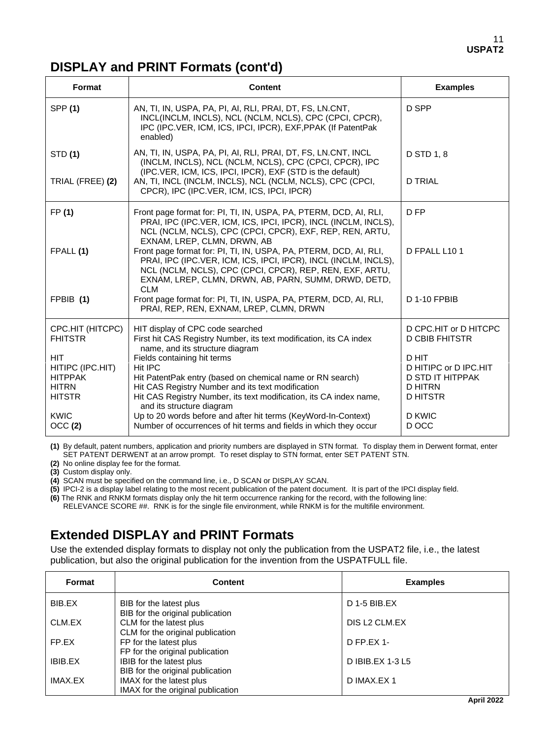## DISPLAY and PRINT Formats (cont'd)

| Format | Content | Examples |
|---|---|---|
| SPP **(1)** | AN, TI, IN, USPA, PA, PI, AI, RLI, PRAI, DT, FS, LN.CNT, INCL(INCLM, INCLS), NCL (NCLM, NCLS), CPC (CPCI, CPCR), IPC (IPC.VER, ICM, ICS, IPCI, IPCR), EXF,PPAK (If PatentPak enabled) | D SPP |
| STD **(1)** | AN, TI, IN, USPA, PA, PI, AI, RLI, PRAI, DT, FS, LN.CNT, INCL (INCLM, INCLS), NCL (NCLM, NCLS), CPC (CPCI, CPCR), IPC (IPC.VER, ICM, ICS, IPCI, IPCR), EXF (STD is the default) | D STD 1, 8 |
| TRIAL (FREE) **(2)** | AN, TI, INCL (INCLM, INCLS), NCL (NCLM, NCLS), CPC (CPCI, CPCR), IPC (IPC.VER, ICM, ICS, IPCI, IPCR) | D TRIAL |
| FP **(1)** | Front page format for: PI, TI, IN, USPA, PA, PTERM, DCD, AI, RLI, PRAI, IPC (IPC.VER, ICM, ICS, IPCI, IPCR), INCL (INCLM, INCLS), NCL (NCLM, NCLS), CPC (CPCI, CPCR), EXF, REP, REN, ARTU, EXNAM, LREP, CLMN, DRWN, AB | D FP |
| FPALL **(1)** | Front page format for: PI, TI, IN, USPA, PA, PTERM, DCD, AI, RLI, PRAI, IPC (IPC.VER, ICM, ICS, IPCI, IPCR), INCL (INCLM, INCLS), NCL (NCLM, NCLS), CPC (CPCI, CPCR), REP, REN, EXF, ARTU, EXNAM, LREP, CLMN, DRWN, AB, PARN, SUMM, DRWD, DETD, CLM | D FPALL L10 1 |
| FPBIB **(1)** | Front page format for: PI, TI, IN, USPA, PA, PTERM, DCD, AI, RLI, PRAI, REP, REN, EXNAM, LREP, CLMN, DRWN | D 1-10 FPBIB |
| CPC.HIT (HITCPC) | HIT display of CPC code searched | D CPC.HIT or D HITCPC |
| FHITSTR | First hit CAS Registry Number, its text modification, its CA index name, and its structure diagram | D CBIB FHITSTR |
| HIT | Fields containing hit terms | D HIT |
| HITIPC (IPC.HIT) | Hit IPC | D HITIPC or D IPC.HIT |
| HITPPAK | Hit PatentPak entry (based on chemical name or RN search) | D STD IT HITPPAK |
| HITRN | Hit CAS Registry Number and its text modification | D HITRN |
| HITSTR | Hit CAS Registry Number, its text modification, its CA index name, and its structure diagram | D HITSTR |
| KWIC | Up to 20 words before and after hit terms (KeyWord-In-Context) | D KWIC |
| OCC **(2)** | Number of occurrences of hit terms and fields in which they occur | D OCC |

**(1)** By default, patent numbers, application and priority numbers are displayed in STN format. To display them in Derwent format, enter SET PATENT DERWENT at an arrow prompt. To reset display to STN format, enter SET PATENT STN.
**(2)** No online display fee for the format.
**(3)** Custom display only.
**(4)** SCAN must be specified on the command line, i.e., D SCAN or DISPLAY SCAN.
**(5)** IPCI-2 is a display label relating to the most recent publication of the patent document. It is part of the IPCI display field.
**(6)** The RNK and RNKM formats display only the hit term occurrence ranking for the record, with the following line: RELEVANCE SCORE ##. RNK is for the single file environment, while RNKM is for the multifile environment.

## Extended DISPLAY and PRINT Formats

Use the extended display formats to display not only the publication from the USPAT2 file, i.e., the latest publication, but also the original publication for the invention from the USPATFULL file.

| Format | Content | Examples |
|---|---|---|
| BIB.EX | BIB for the latest plus BIB for the original publication | D 1-5 BIB.EX |
| CLM.EX | CLM for the latest plus CLM for the original publication | DIS L2 CLM.EX |
| FP.EX | FP for the latest plus FP for the original publication | D FP.EX 1- |
| IBIB.EX | IBIB for the latest plus BIB for the original publication | D IBIB.EX 1-3 L5 |
| IMAX.EX | IMAX for the latest plus IMAX for the original publication | D IMAX.EX 1 |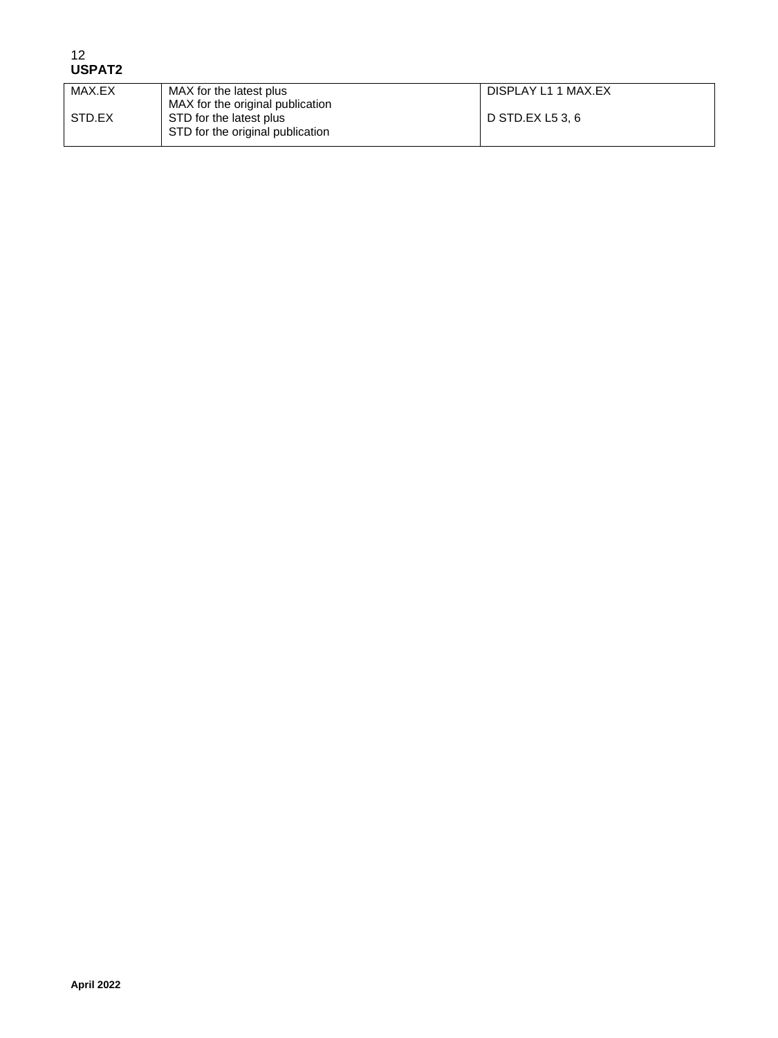| MAX.EX | MAX for the latest plus MAX for the original publication | DISPLAY L1 1 MAX.EX |
|---|---|---|
| STD.EX | STD for the latest plus STD for the original publication | D STD.EX L5 3, 6 |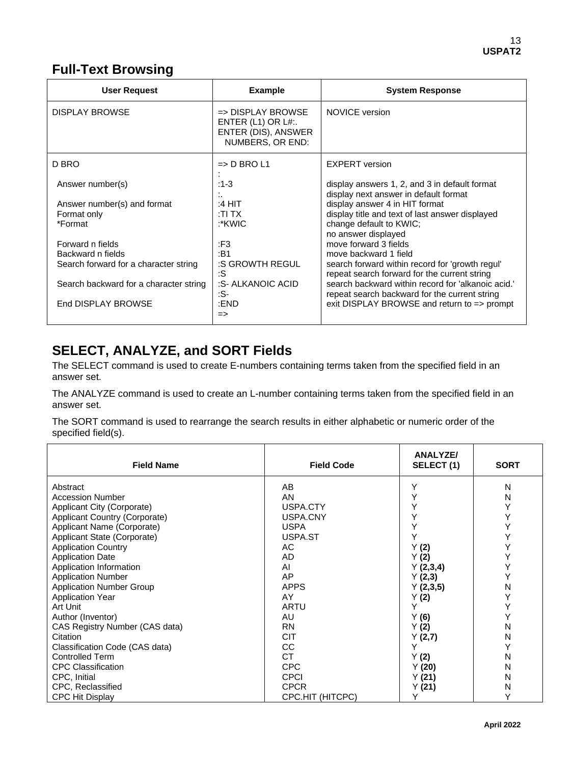## Full-Text Browsing

| User Request | Example | System Response |
|---|---|---|
| DISPLAY BROWSE | => DISPLAY BROWSE<br>ENTER (L1) OR L#:.<br>ENTER (DIS), ANSWER NUMBERS, OR END: | NOVICE version |
| D BRO | => D BRO L1<br>: | EXPERT version |
| Answer number(s) | :1-3<br>:. | display answers 1, 2, and 3 in default format<br>display next answer in default format |
| Answer number(s) and format | :4 HIT | display answer 4 in HIT format |
| Format only | :TI TX | display title and text of last answer displayed |
| *Format | :*KWIC | change default to KWIC;<br>no answer displayed |
| Forward n fields | :F3 | move forward 3 fields |
| Backward n fields | :B1 | move backward 1 field |
| Search forward for a character string | :S GROWTH REGUL<br>:S | search forward within record for 'growth regul'<br>repeat search forward for the current string |
| Search backward for a character string | :S- ALKANOIC ACID<br>:S- | search backward within record for 'alkanoic acid.'<br>repeat search backward for the current string |
| End DISPLAY BROWSE | :END<br>=> | exit DISPLAY BROWSE and return to => prompt |

## SELECT, ANALYZE, and SORT Fields

The SELECT command is used to create E-numbers containing terms taken from the specified field in an answer set.

The ANALYZE command is used to create an L-number containing terms taken from the specified field in an answer set.

The SORT command is used to rearrange the search results in either alphabetic or numeric order of the specified field(s).

| Field Name | Field Code | ANALYZE/ SELECT (1) | SORT |
|---|---|---|---|
| Abstract | AB | Y | N |
| Accession Number | AN | Y | N |
| Applicant City (Corporate) | USPA.CTY | Y | Y |
| Applicant Country (Corporate) | USPA.CNY | Y | Y |
| Applicant Name (Corporate) | USPA | Y | Y |
| Applicant State (Corporate) | USPA.ST | Y | Y |
| Application Country | AC | Y **(2)** | Y |
| Application Date | AD | Y **(2)** | Y |
| Application Information | AI | Y **(2,3,4)** | Y |
| Application Number | AP | Y **(2,3)** | Y |
| Application Number Group | APPS | Y **(2,3,5)** | N |
| Application Year | AY | Y **(2)** | Y |
| Art Unit | ARTU | Y | Y |
| Author (Inventor) | AU | Y **(6)** | Y |
| CAS Registry Number (CAS data) | RN | Y **(2)** | N |
| Citation | CIT | Y **(2,7)** | N |
| Classification Code (CAS data) | CC | Y | Y |
| Controlled Term | CT | Y **(2)** | N |
| CPC Classification | CPC | Y **(20)** | N |
| CPC, Initial | CPCI | Y **(21)** | N |
| CPC, Reclassified | CPCR | Y **(21)** | N |
| CPC Hit Display | CPC.HIT (HITCPC) | Y | Y |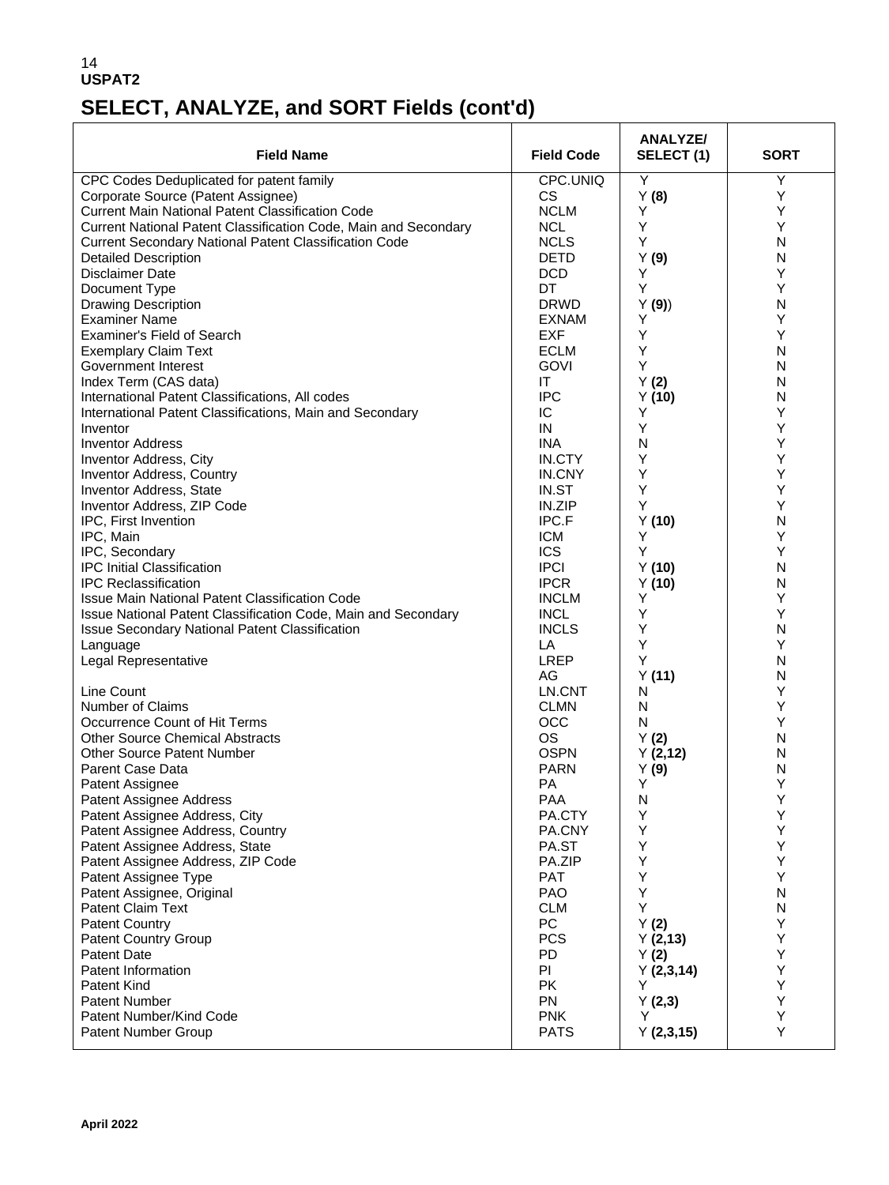# SELECT, ANALYZE, and SORT Fields (cont'd)

| Field Name | Field Code | ANALYZE/ SELECT (1) | SORT |
|---|---|---|---|
| CPC Codes Deduplicated for patent family | CPC.UNIQ | Y | Y |
| Corporate Source (Patent Assignee) | CS | Y **(8)** | Y |
| Current Main National Patent Classification Code | NCLM | Y | Y |
| Current National Patent Classification Code, Main and Secondary | NCL | Y | Y |
| Current Secondary National Patent Classification Code | NCLS | Y | N |
| Detailed Description | DETD | Y **(9)** | N |
| Disclaimer Date | DCD | Y | Y |
| Document Type | DT | Y | Y |
| Drawing Description | DRWD | Y **(9)**) | N |
| Examiner Name | EXNAM | Y | Y |
| Examiner's Field of Search | EXF | Y | Y |
| Exemplary Claim Text | ECLM | Y | N |
| Government Interest | GOVI | Y | N |
| Index Term (CAS data) | IT | Y **(2)** | N |
| International Patent Classifications, All codes | IPC | Y **(10)** | N |
| International Patent Classifications, Main and Secondary | IC | Y | Y |
| Inventor | IN | Y | Y |
| Inventor Address | INA | N | Y |
| Inventor Address, City | IN.CTY | Y | Y |
| Inventor Address, Country | IN.CNY | Y | Y |
| Inventor Address, State | IN.ST | Y | Y |
| Inventor Address, ZIP Code | IN.ZIP | Y | Y |
| IPC, First Invention | IPC.F | Y **(10)** | N |
| IPC, Main | ICM | Y | Y |
| IPC, Secondary | ICS | Y | Y |
| IPC Initial Classification | IPCI | Y **(10)** | N |
| IPC Reclassification | IPCR | Y **(10)** | N |
| Issue Main National Patent Classification Code | INCLM | Y | Y |
| Issue National Patent Classification Code, Main and Secondary | INCL | Y | Y |
| Issue Secondary National Patent Classification | INCLS | Y | N |
| Language | LA | Y | Y |
| Legal Representative | LREP | Y | N |
| | AG | Y **(11)** | N |
| Line Count | LN.CNT | N | Y |
| Number of Claims | CLMN | N | Y |
| Occurrence Count of Hit Terms | OCC | N | Y |
| Other Source Chemical Abstracts | OS | Y **(2)** | N |
| Other Source Patent Number | OSPN | Y **(2,12)** | N |
| Parent Case Data | PARN | Y **(9)** | N |
| Patent Assignee | PA | Y | Y |
| Patent Assignee Address | PAA | N | Y |
| Patent Assignee Address, City | PA.CTY | Y | Y |
| Patent Assignee Address, Country | PA.CNY | Y | Y |
| Patent Assignee Address, State | PA.ST | Y | Y |
| Patent Assignee Address, ZIP Code | PA.ZIP | Y | Y |
| Patent Assignee Type | PAT | Y | Y |
| Patent Assignee, Original | PAO | Y | N |
| Patent Claim Text | CLM | Y | N |
| Patent Country | PC | Y **(2)** | Y |
| Patent Country Group | PCS | Y **(2,13)** | Y |
| Patent Date | PD | Y **(2)** | Y |
| Patent Information | PI | Y **(2,3,14)** | Y |
| Patent Kind | PK | Y | Y |
| Patent Number | PN | Y **(2,3)** | Y |
| Patent Number/Kind Code | PNK | Y | Y |
| Patent Number Group | PATS | Y **(2,3,15)** | Y |

**April 2022**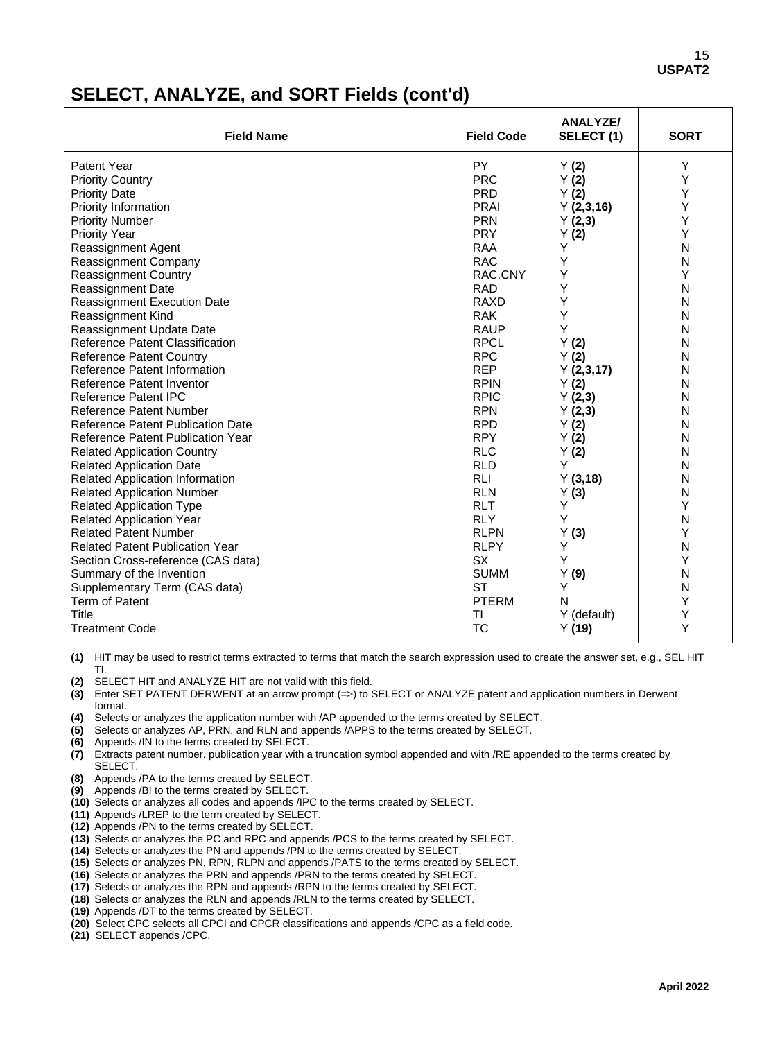## SELECT, ANALYZE, and SORT Fields (cont'd)

| Field Name | Field Code | ANALYZE/ SELECT (1) | SORT |
|---|---|---|---|
| Patent Year | PY | Y **(2)** | Y |
| Priority Country | PRC | Y **(2)** | Y |
| Priority Date | PRD | Y **(2)** | Y |
| Priority Information | PRAI | Y **(2,3,16)** | Y |
| Priority Number | PRN | Y **(2,3)** | Y |
| Priority Year | PRY | Y **(2)** | Y |
| Reassignment Agent | RAA | Y | N |
| Reassignment Company | RAC | Y | N |
| Reassignment Country | RAC.CNY | Y | Y |
| Reassignment Date | RAD | Y | N |
| Reassignment Execution Date | RAXD | Y | N |
| Reassignment Kind | RAK | Y | N |
| Reassignment Update Date | RAUP | Y | N |
| Reference Patent Classification | RPCL | Y **(2)** | N |
| Reference Patent Country | RPC | Y **(2)** | N |
| Reference Patent Information | REP | Y **(2,3,17)** | N |
| Reference Patent Inventor | RPIN | Y **(2)** | N |
| Reference Patent IPC | RPIC | Y **(2,3)** | N |
| Reference Patent Number | RPN | Y **(2,3)** | N |
| Reference Patent Publication Date | RPD | Y **(2)** | N |
| Reference Patent Publication Year | RPY | Y **(2)** | N |
| Related Application Country | RLC | Y **(2)** | N |
| Related Application Date | RLD | Y | N |
| Related Application Information | RLI | Y **(3,18)** | N |
| Related Application Number | RLN | Y **(3)** | N |
| Related Application Type | RLT | Y | Y |
| Related Application Year | RLY | Y | N |
| Related Patent Number | RLPN | Y **(3)** | Y |
| Related Patent Publication Year | RLPY | Y | N |
| Section Cross-reference (CAS data) | SX | Y | Y |
| Summary of the Invention | SUMM | Y **(9)** | N |
| Supplementary Term (CAS data) | ST | Y | N |
| Term of Patent | PTERM | N | Y |
| Title | TI | Y (default) | Y |
| Treatment Code | TC | Y **(19)** | Y |

**(1)** HIT may be used to restrict terms extracted to terms that match the search expression used to create the answer set, e.g., SEL HIT TI.
**(2)** SELECT HIT and ANALYZE HIT are not valid with this field.
**(3)** Enter SET PATENT DERWENT at an arrow prompt (=>) to SELECT or ANALYZE patent and application numbers in Derwent format.
**(4)** Selects or analyzes the application number with /AP appended to the terms created by SELECT.
**(5)** Selects or analyzes AP, PRN, and RLN and appends /APPS to the terms created by SELECT.
**(6)** Appends /IN to the terms created by SELECT.
**(7)** Extracts patent number, publication year with a truncation symbol appended and with /RE appended to the terms created by SELECT.
**(8)** Appends /PA to the terms created by SELECT.
**(9)** Appends /BI to the terms created by SELECT.
**(10)** Selects or analyzes all codes and appends /IPC to the terms created by SELECT.
**(11)** Appends /LREP to the term created by SELECT.
**(12)** Appends /PN to the terms created by SELECT.
**(13)** Selects or analyzes the PC and RPC and appends /PCS to the terms created by SELECT.
**(14)** Selects or analyzes the PN and appends /PN to the terms created by SELECT.
**(15)** Selects or analyzes PN, RPN, RLPN and appends /PATS to the terms created by SELECT.
**(16)** Selects or analyzes the PRN and appends /PRN to the terms created by SELECT.
**(17)** Selects or analyzes the RPN and appends /RPN to the terms created by SELECT.
**(18)** Selects or analyzes the RLN and appends /RLN to the terms created by SELECT.
**(19)** Appends /DT to the terms created by SELECT.
**(20)** Select CPC selects all CPCI and CPCR classifications and appends /CPC as a field code.
**(21)** SELECT appends /CPC.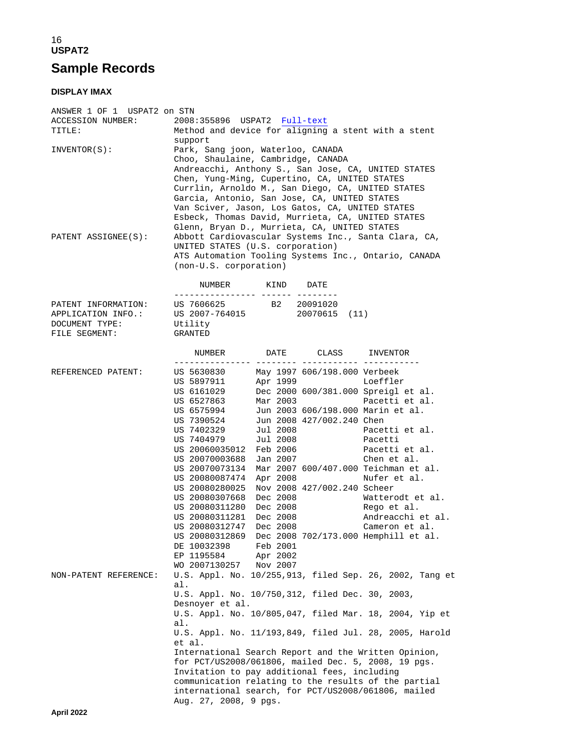## Sample Records

### DISPLAY IMAX

```
ANSWER 1 OF 1  USPAT2 on STN
ACCESSION NUMBER:       2008:355896  USPAT2  Full-text
TITLE:                  Method and device for aligning a stent with a stent
                        support
INVENTOR(S):            Park, Sang joon, Waterloo, CANADA
                        Choo, Shaulaine, Cambridge, CANADA
                        Andreacchi, Anthony S., San Jose, CA, UNITED STATES
                        Chen, Yung-Ming, Cupertino, CA, UNITED STATES
                        Currlin, Arnoldo M., San Diego, CA, UNITED STATES
                        Garcia, Antonio, San Jose, CA, UNITED STATES
                        Van Sciver, Jason, Los Gatos, CA, UNITED STATES
                        Esbeck, Thomas David, Murrieta, CA, UNITED STATES
                        Glenn, Bryan D., Murrieta, CA, UNITED STATES
PATENT ASSIGNEE(S):     Abbott Cardiovascular Systems Inc., Santa Clara, CA,
                        UNITED STATES (U.S. corporation)
                        ATS Automation Tooling Systems Inc., Ontario, CANADA
                        (non-U.S. corporation)

                             NUMBER       KIND    DATE
                        ---------------- ------ --------
PATENT INFORMATION:     US 7606625        B2    20091020
APPLICATION INFO.:      US 2007-764015          20070615  (11)
DOCUMENT TYPE:          Utility
FILE SEGMENT:           GRANTED

                            NUMBER        DATE      CLASS     INVENTOR
                        --------------- -------- ----------- -----------
REFERENCED PATENT:      US 5630830      May 1997 606/198.000 Verbeek
                        US 5897911      Apr 1999             Loeffler
                        US 6161029      Dec 2000 600/381.000 Spreigl et al.
                        US 6527863      Mar 2003             Pacetti et al.
                        US 6575994      Jun 2003 606/198.000 Marin et al.
                        US 7390524      Jun 2008 427/002.240 Chen
                        US 7402329      Jul 2008             Pacetti et al.
                        US 7404979      Jul 2008             Pacetti
                        US 20060035012  Feb 2006             Pacetti et al.
                        US 20070003688  Jan 2007             Chen et al.
                        US 20070073134  Mar 2007 600/407.000 Teichman et al.
                        US 20080087474  Apr 2008             Nufer et al.
                        US 20080280025  Nov 2008 427/002.240 Scheer
                        US 20080307668  Dec 2008             Watterodt et al.
                        US 20080311280  Dec 2008             Rego et al.
                        US 20080311281  Dec 2008             Andreacchi et al.
                        US 20080312747  Dec 2008             Cameron et al.
                        US 20080312869  Dec 2008 702/173.000 Hemphill et al.
                        DE 10032398     Feb 2001
                        EP 1195584      Apr 2002
                        WO 2007130257   Nov 2007
NON-PATENT REFERENCE:   U.S. Appl. No. 10/255,913, filed Sep. 26, 2002, Tang et
                        al.
                        U.S. Appl. No. 10/750,312, filed Dec. 30, 2003,
                        Desnoyer et al.
                        U.S. Appl. No. 10/805,047, filed Mar. 18, 2004, Yip et
                        al.
                        U.S. Appl. No. 11/193,849, filed Jul. 28, 2005, Harold
                        et al.
                        International Search Report and the Written Opinion,
                        for PCT/US2008/061806, mailed Dec. 5, 2008, 19 pgs.
                        Invitation to pay additional fees, including
                        communication relating to the results of the partial
                        international search, for PCT/US2008/061806, mailed
                        Aug. 27, 2008, 9 pgs.
```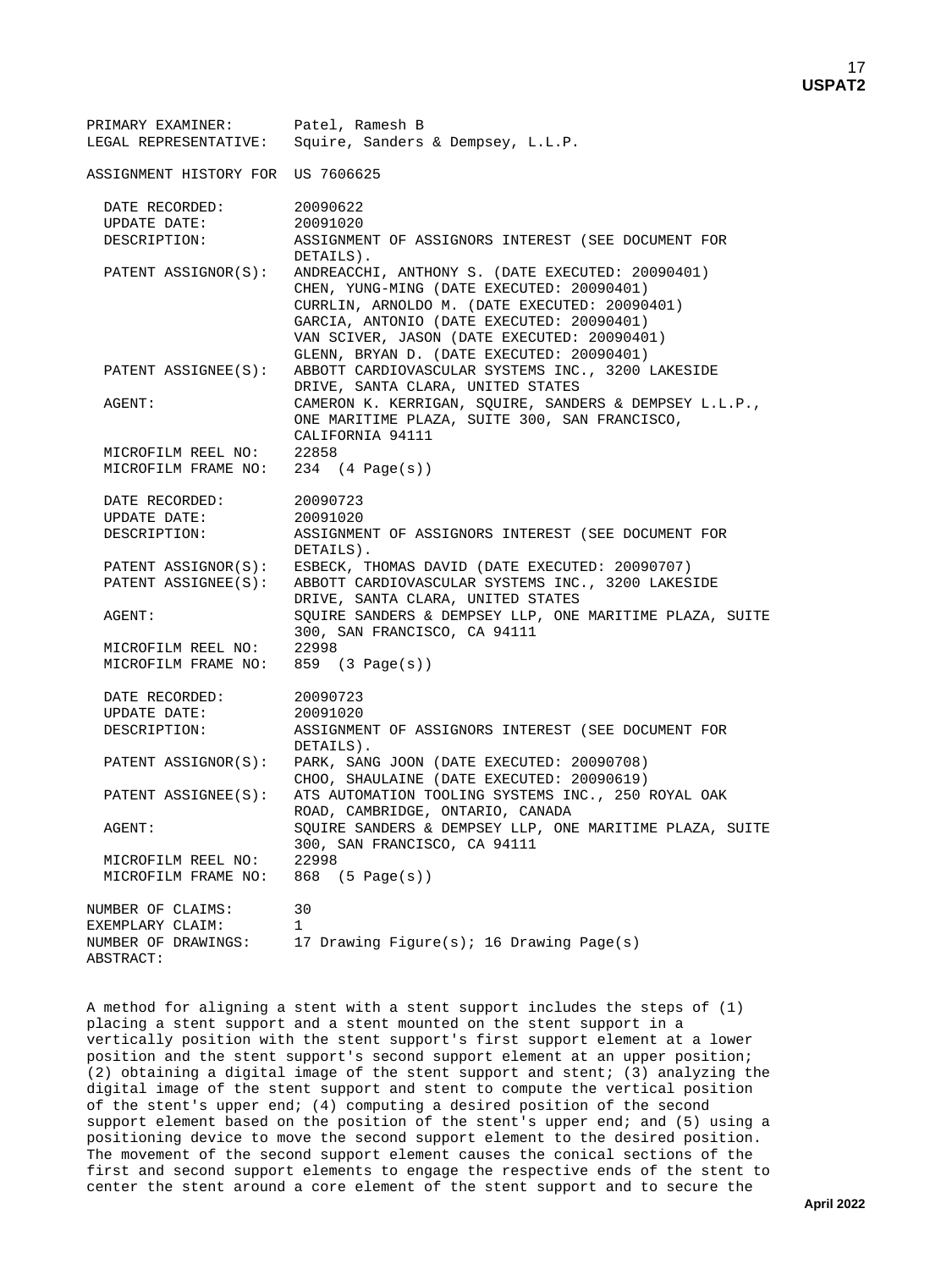PRIMARY EXAMINER: Patel, Ramesh B
LEGAL REPRESENTATIVE: Squire, Sanders & Dempsey, L.L.P.

ASSIGNMENT HISTORY FOR US 7606625

DATE RECORDED: 20090622
UPDATE DATE: 20091020
DESCRIPTION: ASSIGNMENT OF ASSIGNORS INTEREST (SEE DOCUMENT FOR DETAILS).
PATENT ASSIGNOR(S): ANDREACCHI, ANTHONY S. (DATE EXECUTED: 20090401)
CHEN, YUNG-MING (DATE EXECUTED: 20090401)
CURRLIN, ARNOLDO M. (DATE EXECUTED: 20090401)
GARCIA, ANTONIO (DATE EXECUTED: 20090401)
VAN SCIVER, JASON (DATE EXECUTED: 20090401)
GLENN, BRYAN D. (DATE EXECUTED: 20090401)
PATENT ASSIGNEE(S): ABBOTT CARDIOVASCULAR SYSTEMS INC., 3200 LAKESIDE DRIVE, SANTA CLARA, UNITED STATES
AGENT: CAMERON K. KERRIGAN, SQUIRE, SANDERS & DEMPSEY L.L.P., ONE MARITIME PLAZA, SUITE 300, SAN FRANCISCO, CALIFORNIA 94111
MICROFILM REEL NO: 22858
MICROFILM FRAME NO: 234 (4 Page(s))

DATE RECORDED: 20090723
UPDATE DATE: 20091020
DESCRIPTION: ASSIGNMENT OF ASSIGNORS INTEREST (SEE DOCUMENT FOR DETAILS).
PATENT ASSIGNOR(S): ESBECK, THOMAS DAVID (DATE EXECUTED: 20090707)
PATENT ASSIGNEE(S): ABBOTT CARDIOVASCULAR SYSTEMS INC., 3200 LAKESIDE DRIVE, SANTA CLARA, UNITED STATES
AGENT: SQUIRE SANDERS & DEMPSEY LLP, ONE MARITIME PLAZA, SUITE 300, SAN FRANCISCO, CA 94111
MICROFILM REEL NO: 22998
MICROFILM FRAME NO: 859 (3 Page(s))

DATE RECORDED: 20090723
UPDATE DATE: 20091020
DESCRIPTION: ASSIGNMENT OF ASSIGNORS INTEREST (SEE DOCUMENT FOR DETAILS).
PATENT ASSIGNOR(S): PARK, SANG JOON (DATE EXECUTED: 20090708)
CHOO, SHAULAINE (DATE EXECUTED: 20090619)
PATENT ASSIGNEE(S): ATS AUTOMATION TOOLING SYSTEMS INC., 250 ROYAL OAK ROAD, CAMBRIDGE, ONTARIO, CANADA
AGENT: SQUIRE SANDERS & DEMPSEY LLP, ONE MARITIME PLAZA, SUITE 300, SAN FRANCISCO, CA 94111
MICROFILM REEL NO: 22998
MICROFILM FRAME NO: 868 (5 Page(s))

NUMBER OF CLAIMS: 30
EXEMPLARY CLAIM: 1
NUMBER OF DRAWINGS: 17 Drawing Figure(s); 16 Drawing Page(s)
ABSTRACT:

A method for aligning a stent with a stent support includes the steps of (1) placing a stent support and a stent mounted on the stent support in a vertically position with the stent support's first support element at a lower position and the stent support's second support element at an upper position; (2) obtaining a digital image of the stent support and stent; (3) analyzing the digital image of the stent support and stent to compute the vertical position of the stent's upper end; (4) computing a desired position of the second support element based on the position of the stent's upper end; and (5) using a positioning device to move the second support element to the desired position. The movement of the second support element causes the conical sections of the first and second support elements to engage the respective ends of the stent to center the stent around a core element of the stent support and to secure the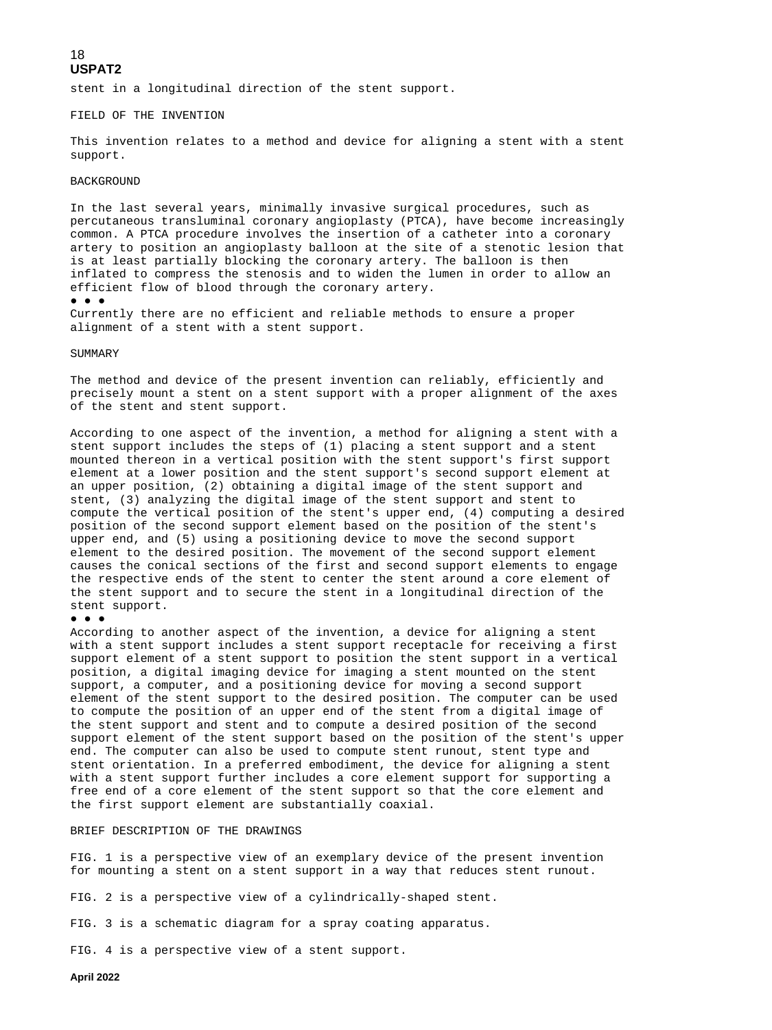stent in a longitudinal direction of the stent support.

FIELD OF THE INVENTION

This invention relates to a method and device for aligning a stent with a stent support.

BACKGROUND

In the last several years, minimally invasive surgical procedures, such as percutaneous transluminal coronary angioplasty (PTCA), have become increasingly common. A PTCA procedure involves the insertion of a catheter into a coronary artery to position an angioplasty balloon at the site of a stenotic lesion that is at least partially blocking the coronary artery. The balloon is then inflated to compress the stenosis and to widen the lumen in order to allow an efficient flow of blood through the coronary artery.

● ● ●

Currently there are no efficient and reliable methods to ensure a proper alignment of a stent with a stent support.

SUMMARY

The method and device of the present invention can reliably, efficiently and precisely mount a stent on a stent support with a proper alignment of the axes of the stent and stent support.

According to one aspect of the invention, a method for aligning a stent with a stent support includes the steps of (1) placing a stent support and a stent mounted thereon in a vertical position with the stent support's first support element at a lower position and the stent support's second support element at an upper position, (2) obtaining a digital image of the stent support and stent, (3) analyzing the digital image of the stent support and stent to compute the vertical position of the stent's upper end, (4) computing a desired position of the second support element based on the position of the stent's upper end, and (5) using a positioning device to move the second support element to the desired position. The movement of the second support element causes the conical sections of the first and second support elements to engage the respective ends of the stent to center the stent around a core element of the stent support and to secure the stent in a longitudinal direction of the stent support.

● ● ●

According to another aspect of the invention, a device for aligning a stent with a stent support includes a stent support receptacle for receiving a first support element of a stent support to position the stent support in a vertical position, a digital imaging device for imaging a stent mounted on the stent support, a computer, and a positioning device for moving a second support element of the stent support to the desired position. The computer can be used to compute the position of an upper end of the stent from a digital image of the stent support and stent and to compute a desired position of the second support element of the stent support based on the position of the stent's upper end. The computer can also be used to compute stent runout, stent type and stent orientation. In a preferred embodiment, the device for aligning a stent with a stent support further includes a core element support for supporting a free end of a core element of the stent support so that the core element and the first support element are substantially coaxial.

BRIEF DESCRIPTION OF THE DRAWINGS

FIG. 1 is a perspective view of an exemplary device of the present invention for mounting a stent on a stent support in a way that reduces stent runout.

FIG. 2 is a perspective view of a cylindrically-shaped stent.

FIG. 3 is a schematic diagram for a spray coating apparatus.

FIG. 4 is a perspective view of a stent support.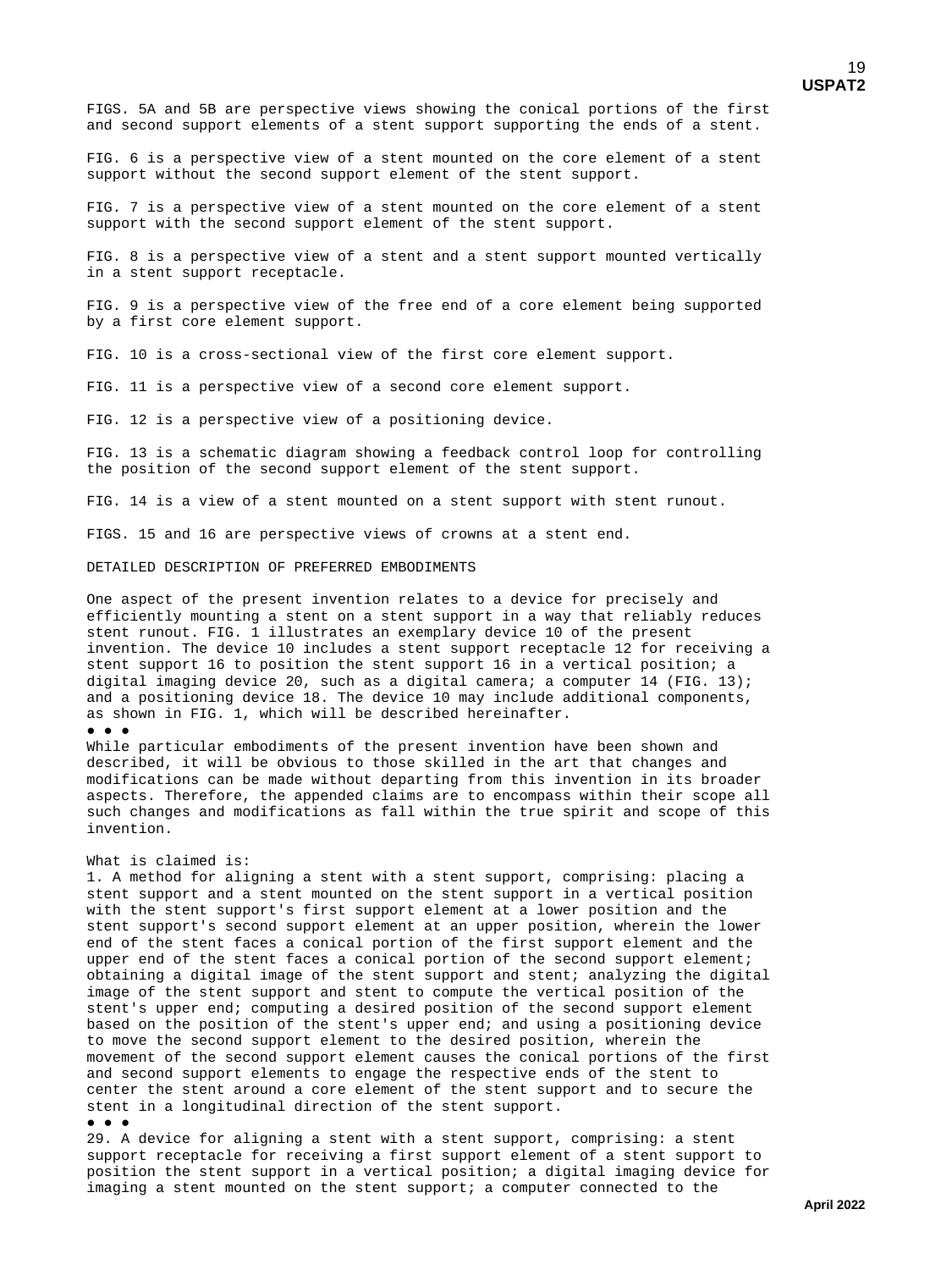FIGS. 5A and 5B are perspective views showing the conical portions of the first and second support elements of a stent support supporting the ends of a stent.

FIG. 6 is a perspective view of a stent mounted on the core element of a stent support without the second support element of the stent support.

FIG. 7 is a perspective view of a stent mounted on the core element of a stent support with the second support element of the stent support.

FIG. 8 is a perspective view of a stent and a stent support mounted vertically in a stent support receptacle.

FIG. 9 is a perspective view of the free end of a core element being supported by a first core element support.

FIG. 10 is a cross-sectional view of the first core element support.

FIG. 11 is a perspective view of a second core element support.

FIG. 12 is a perspective view of a positioning device.

FIG. 13 is a schematic diagram showing a feedback control loop for controlling the position of the second support element of the stent support.

FIG. 14 is a view of a stent mounted on a stent support with stent runout.

FIGS. 15 and 16 are perspective views of crowns at a stent end.

DETAILED DESCRIPTION OF PREFERRED EMBODIMENTS

One aspect of the present invention relates to a device for precisely and efficiently mounting a stent on a stent support in a way that reliably reduces stent runout. FIG. 1 illustrates an exemplary device 10 of the present invention. The device 10 includes a stent support receptacle 12 for receiving a stent support 16 to position the stent support 16 in a vertical position; a digital imaging device 20, such as a digital camera; a computer 14 (FIG. 13); and a positioning device 18. The device 10 may include additional components, as shown in FIG. 1, which will be described hereinafter.

● ● ●

While particular embodiments of the present invention have been shown and described, it will be obvious to those skilled in the art that changes and modifications can be made without departing from this invention in its broader aspects. Therefore, the appended claims are to encompass within their scope all such changes and modifications as fall within the true spirit and scope of this invention.

What is claimed is:

1. A method for aligning a stent with a stent support, comprising: placing a stent support and a stent mounted on the stent support in a vertical position with the stent support's first support element at a lower position and the stent support's second support element at an upper position, wherein the lower end of the stent faces a conical portion of the first support element and the upper end of the stent faces a conical portion of the second support element; obtaining a digital image of the stent support and stent; analyzing the digital image of the stent support and stent to compute the vertical position of the stent's upper end; computing a desired position of the second support element based on the position of the stent's upper end; and using a positioning device to move the second support element to the desired position, wherein the movement of the second support element causes the conical portions of the first and second support elements to engage the respective ends of the stent to center the stent around a core element of the stent support and to secure the stent in a longitudinal direction of the stent support.

● ● ●

29. A device for aligning a stent with a stent support, comprising: a stent support receptacle for receiving a first support element of a stent support to position the stent support in a vertical position; a digital imaging device for imaging a stent mounted on the stent support; a computer connected to the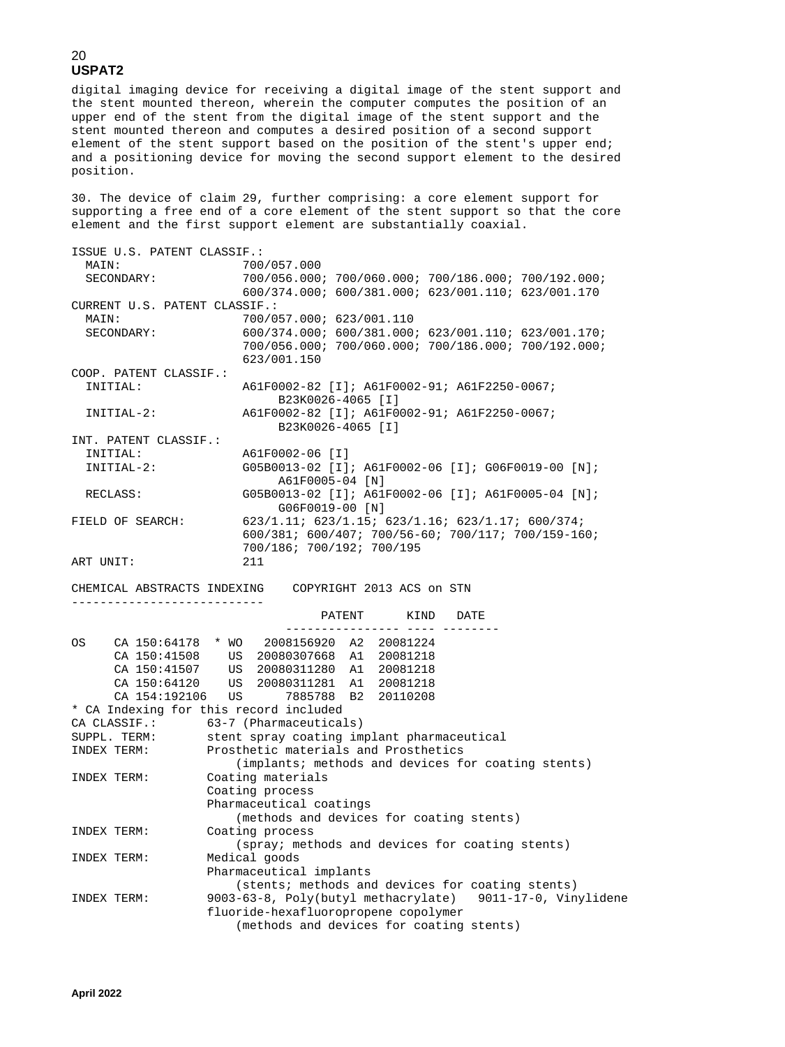digital imaging device for receiving a digital image of the stent support and the stent mounted thereon, wherein the computer computes the position of an upper end of the stent from the digital image of the stent support and the stent mounted thereon and computes a desired position of a second support element of the stent support based on the position of the stent's upper end; and a positioning device for moving the second support element to the desired position.

30. The device of claim 29, further comprising: a core element support for supporting a free end of a core element of the stent support so that the core element and the first support element are substantially coaxial.

```
ISSUE U.S. PATENT CLASSIF.:
  MAIN:                 700/057.000
  SECONDARY:            700/056.000; 700/060.000; 700/186.000; 700/192.000;
                        600/374.000; 600/381.000; 623/001.110; 623/001.170
CURRENT U.S. PATENT CLASSIF.:
  MAIN:                 700/057.000; 623/001.110
  SECONDARY:            600/374.000; 600/381.000; 623/001.110; 623/001.170;
                        700/056.000; 700/060.000; 700/186.000; 700/192.000;
                        623/001.150
COOP. PATENT CLASSIF.:
  INITIAL:              A61F0002-82 [I]; A61F0002-91; A61F2250-0067;
                            B23K0026-4065 [I]
  INITIAL-2:            A61F0002-82 [I]; A61F0002-91; A61F2250-0067;
                            B23K0026-4065 [I]
INT. PATENT CLASSIF.:
  INITIAL:              A61F0002-06 [I]
  INITIAL-2:            G05B0013-02 [I]; A61F0002-06 [I]; G06F0019-00 [N];
                            A61F0005-04 [N]
  RECLASS:              G05B0013-02 [I]; A61F0002-06 [I]; A61F0005-04 [N];
                            G06F0019-00 [N]
FIELD OF SEARCH:        623/1.11; 623/1.15; 623/1.16; 623/1.17; 600/374;
                        600/381; 600/407; 700/56-60; 700/117; 700/159-160;
                        700/186; 700/192; 700/195
ART UNIT:               211

CHEMICAL ABSTRACTS INDEXING    COPYRIGHT 2013 ACS on STN
---------------------------
                                   PATENT      KIND   DATE
                              ---------------- ---- --------
OS    CA 150:64178  * WO   2008156920  A2  20081224
      CA 150:41508    US  20080307668  A1  20081218
      CA 150:41507    US  20080311280  A1  20081218
      CA 150:64120    US  20080311281  A1  20081218
      CA 154:192106   US      7885788  B2  20110208
* CA Indexing for this record included
CA CLASSIF.:       63-7 (Pharmaceuticals)
SUPPL. TERM:       stent spray coating implant pharmaceutical
INDEX TERM:        Prosthetic materials and Prosthetics
                       (implants; methods and devices for coating stents)
INDEX TERM:        Coating materials
                   Coating process
                   Pharmaceutical coatings
                       (methods and devices for coating stents)
INDEX TERM:        Coating process
                       (spray; methods and devices for coating stents)
INDEX TERM:        Medical goods
                   Pharmaceutical implants
                       (stents; methods and devices for coating stents)
INDEX TERM:        9003-63-8, Poly(butyl methacrylate)   9011-17-0, Vinylidene
                   fluoride-hexafluoropropene copolymer
                       (methods and devices for coating stents)
```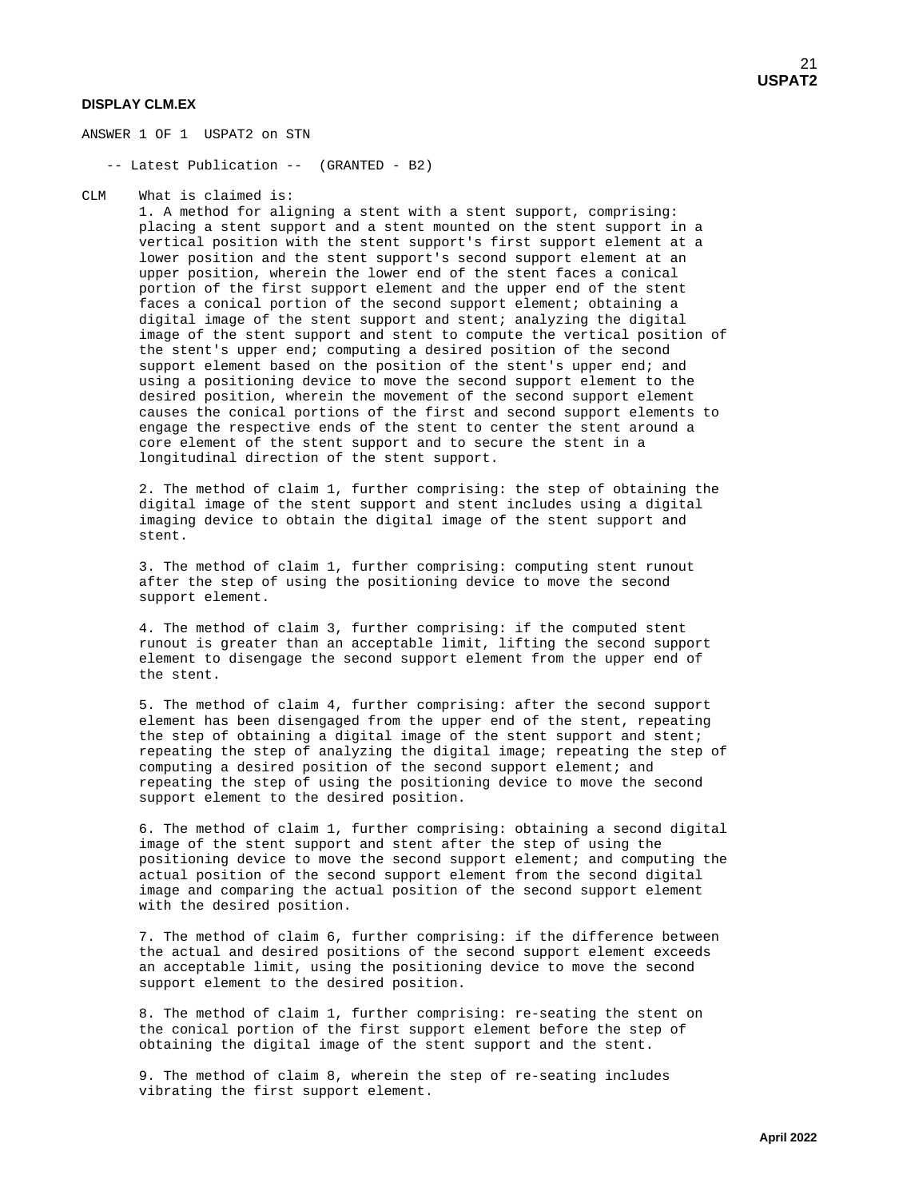**DISPLAY CLM.EX**

ANSWER 1 OF 1 USPAT2 on STN

-- Latest Publication -- (GRANTED - B2)

CLM What is claimed is:

1. A method for aligning a stent with a stent support, comprising: placing a stent support and a stent mounted on the stent support in a vertical position with the stent support's first support element at a lower position and the stent support's second support element at an upper position, wherein the lower end of the stent faces a conical portion of the first support element and the upper end of the stent faces a conical portion of the second support element; obtaining a digital image of the stent support and stent; analyzing the digital image of the stent support and stent to compute the vertical position of the stent's upper end; computing a desired position of the second support element based on the position of the stent's upper end; and using a positioning device to move the second support element to the desired position, wherein the movement of the second support element causes the conical portions of the first and second support elements to engage the respective ends of the stent to center the stent around a core element of the stent support and to secure the stent in a longitudinal direction of the stent support.

2. The method of claim 1, further comprising: the step of obtaining the digital image of the stent support and stent includes using a digital imaging device to obtain the digital image of the stent support and stent.

3. The method of claim 1, further comprising: computing stent runout after the step of using the positioning device to move the second support element.

4. The method of claim 3, further comprising: if the computed stent runout is greater than an acceptable limit, lifting the second support element to disengage the second support element from the upper end of the stent.

5. The method of claim 4, further comprising: after the second support element has been disengaged from the upper end of the stent, repeating the step of obtaining a digital image of the stent support and stent; repeating the step of analyzing the digital image; repeating the step of computing a desired position of the second support element; and repeating the step of using the positioning device to move the second support element to the desired position.

6. The method of claim 1, further comprising: obtaining a second digital image of the stent support and stent after the step of using the positioning device to move the second support element; and computing the actual position of the second support element from the second digital image and comparing the actual position of the second support element with the desired position.

7. The method of claim 6, further comprising: if the difference between the actual and desired positions of the second support element exceeds an acceptable limit, using the positioning device to move the second support element to the desired position.

8. The method of claim 1, further comprising: re-seating the stent on the conical portion of the first support element before the step of obtaining the digital image of the stent support and the stent.

9. The method of claim 8, wherein the step of re-seating includes vibrating the first support element.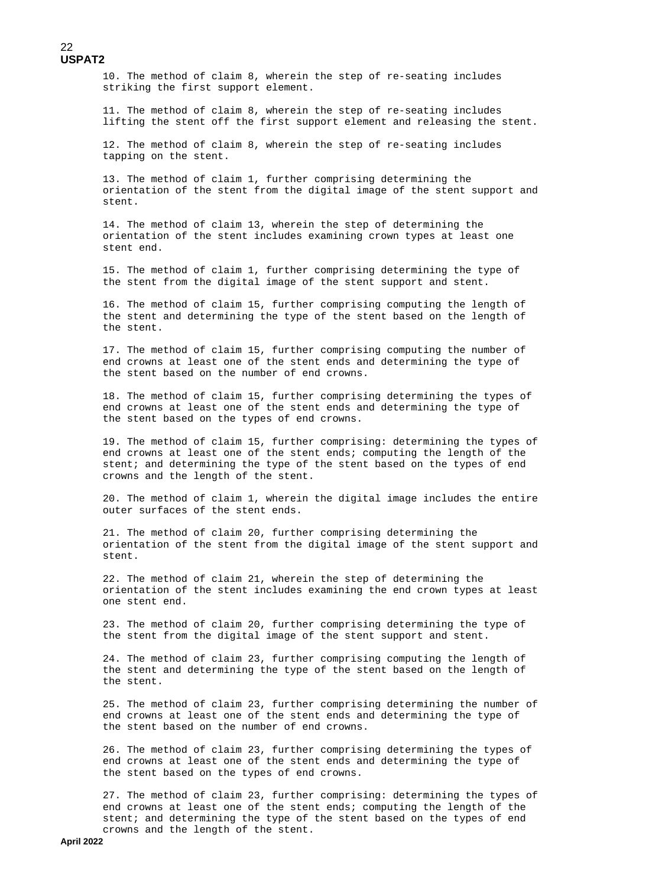10. The method of claim 8, wherein the step of re-seating includes striking the first support element.

11. The method of claim 8, wherein the step of re-seating includes lifting the stent off the first support element and releasing the stent.

12. The method of claim 8, wherein the step of re-seating includes tapping on the stent.

13. The method of claim 1, further comprising determining the orientation of the stent from the digital image of the stent support and stent.

14. The method of claim 13, wherein the step of determining the orientation of the stent includes examining crown types at least one stent end.

15. The method of claim 1, further comprising determining the type of the stent from the digital image of the stent support and stent.

16. The method of claim 15, further comprising computing the length of the stent and determining the type of the stent based on the length of the stent.

17. The method of claim 15, further comprising computing the number of end crowns at least one of the stent ends and determining the type of the stent based on the number of end crowns.

18. The method of claim 15, further comprising determining the types of end crowns at least one of the stent ends and determining the type of the stent based on the types of end crowns.

19. The method of claim 15, further comprising: determining the types of end crowns at least one of the stent ends; computing the length of the stent; and determining the type of the stent based on the types of end crowns and the length of the stent.

20. The method of claim 1, wherein the digital image includes the entire outer surfaces of the stent ends.

21. The method of claim 20, further comprising determining the orientation of the stent from the digital image of the stent support and stent.

22. The method of claim 21, wherein the step of determining the orientation of the stent includes examining the end crown types at least one stent end.

23. The method of claim 20, further comprising determining the type of the stent from the digital image of the stent support and stent.

24. The method of claim 23, further comprising computing the length of the stent and determining the type of the stent based on the length of the stent.

25. The method of claim 23, further comprising determining the number of end crowns at least one of the stent ends and determining the type of the stent based on the number of end crowns.

26. The method of claim 23, further comprising determining the types of end crowns at least one of the stent ends and determining the type of the stent based on the types of end crowns.

27. The method of claim 23, further comprising: determining the types of end crowns at least one of the stent ends; computing the length of the stent; and determining the type of the stent based on the types of end crowns and the length of the stent.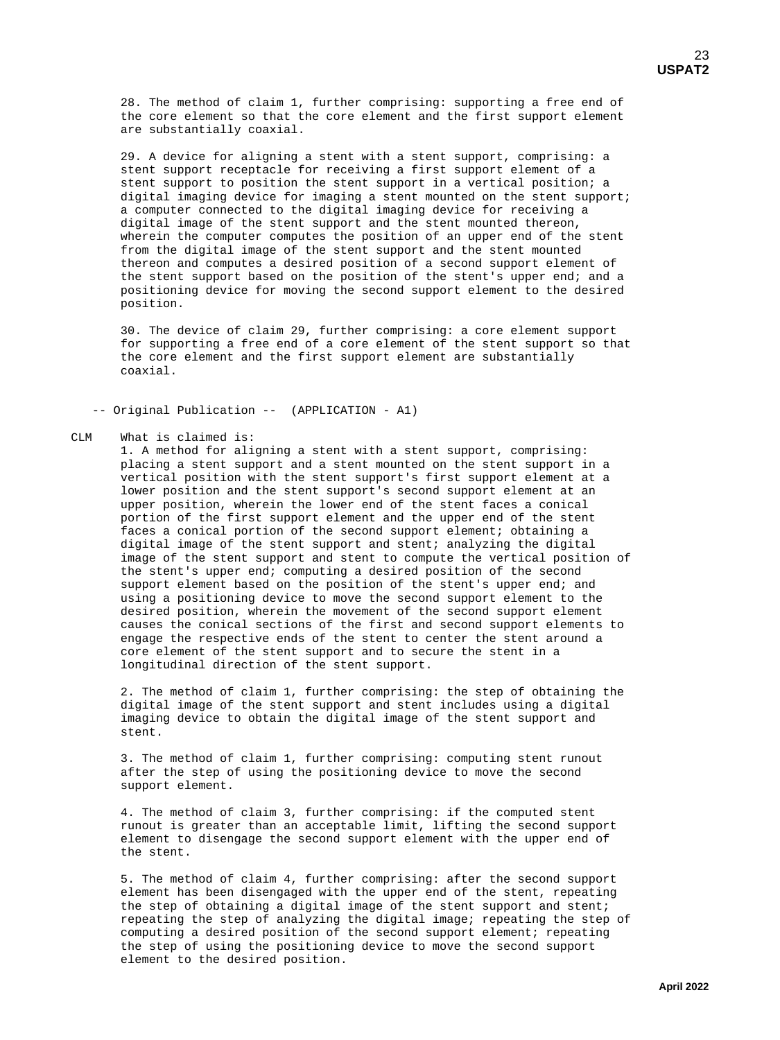28. The method of claim 1, further comprising: supporting a free end of the core element so that the core element and the first support element are substantially coaxial.

29. A device for aligning a stent with a stent support, comprising: a stent support receptacle for receiving a first support element of a stent support to position the stent support in a vertical position; a digital imaging device for imaging a stent mounted on the stent support; a computer connected to the digital imaging device for receiving a digital image of the stent support and the stent mounted thereon, wherein the computer computes the position of an upper end of the stent from the digital image of the stent support and the stent mounted thereon and computes a desired position of a second support element of the stent support based on the position of the stent's upper end; and a positioning device for moving the second support element to the desired position.

30. The device of claim 29, further comprising: a core element support for supporting a free end of a core element of the stent support so that the core element and the first support element are substantially coaxial.

-- Original Publication -- (APPLICATION - A1)

CLM What is claimed is:

1. A method for aligning a stent with a stent support, comprising: placing a stent support and a stent mounted on the stent support in a vertical position with the stent support's first support element at a lower position and the stent support's second support element at an upper position, wherein the lower end of the stent faces a conical portion of the first support element and the upper end of the stent faces a conical portion of the second support element; obtaining a digital image of the stent support and stent; analyzing the digital image of the stent support and stent to compute the vertical position of the stent's upper end; computing a desired position of the second support element based on the position of the stent's upper end; and using a positioning device to move the second support element to the desired position, wherein the movement of the second support element causes the conical sections of the first and second support elements to engage the respective ends of the stent to center the stent around a core element of the stent support and to secure the stent in a longitudinal direction of the stent support.

2. The method of claim 1, further comprising: the step of obtaining the digital image of the stent support and stent includes using a digital imaging device to obtain the digital image of the stent support and stent.

3. The method of claim 1, further comprising: computing stent runout after the step of using the positioning device to move the second support element.

4. The method of claim 3, further comprising: if the computed stent runout is greater than an acceptable limit, lifting the second support element to disengage the second support element with the upper end of the stent.

5. The method of claim 4, further comprising: after the second support element has been disengaged with the upper end of the stent, repeating the step of obtaining a digital image of the stent support and stent; repeating the step of analyzing the digital image; repeating the step of computing a desired position of the second support element; repeating the step of using the positioning device to move the second support element to the desired position.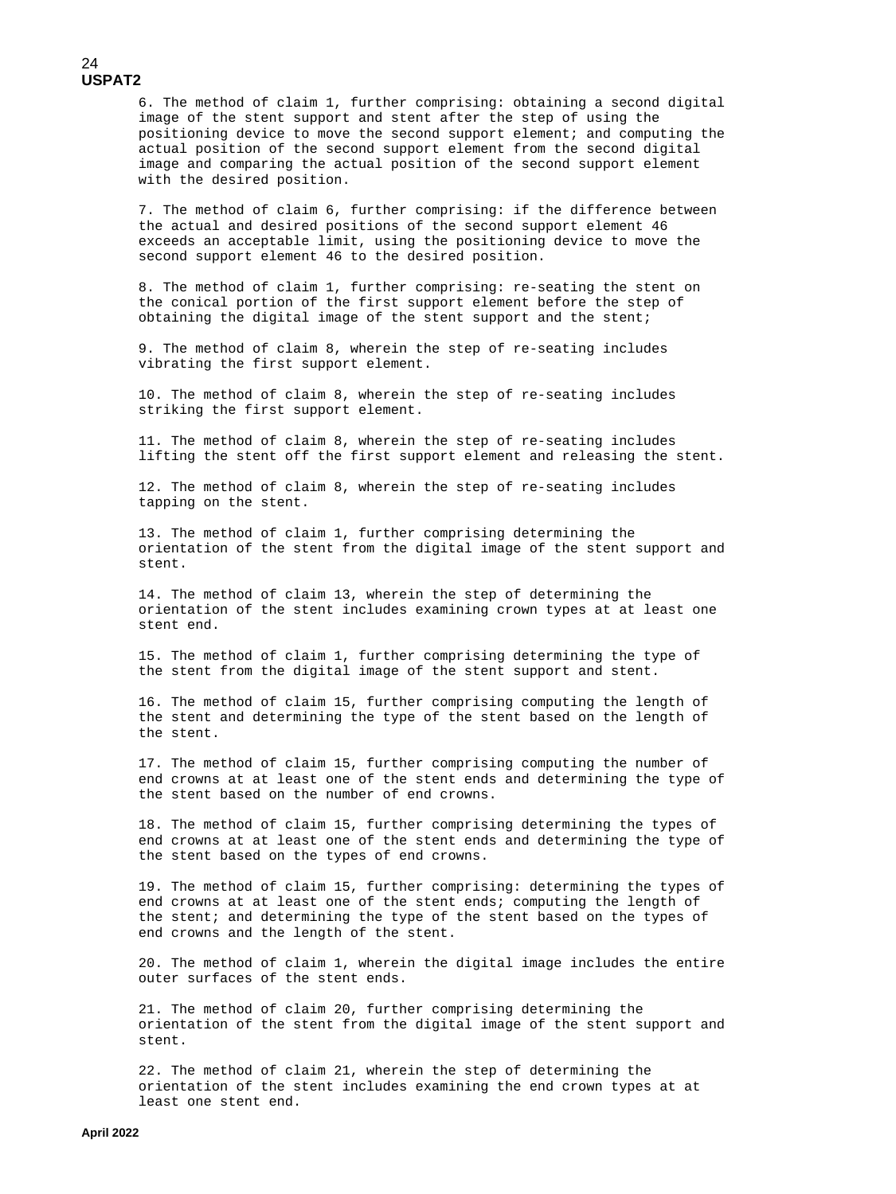6. The method of claim 1, further comprising: obtaining a second digital image of the stent support and stent after the step of using the positioning device to move the second support element; and computing the actual position of the second support element from the second digital image and comparing the actual position of the second support element with the desired position.

7. The method of claim 6, further comprising: if the difference between the actual and desired positions of the second support element 46 exceeds an acceptable limit, using the positioning device to move the second support element 46 to the desired position.

8. The method of claim 1, further comprising: re-seating the stent on the conical portion of the first support element before the step of obtaining the digital image of the stent support and the stent;

9. The method of claim 8, wherein the step of re-seating includes vibrating the first support element.

10. The method of claim 8, wherein the step of re-seating includes striking the first support element.

11. The method of claim 8, wherein the step of re-seating includes lifting the stent off the first support element and releasing the stent.

12. The method of claim 8, wherein the step of re-seating includes tapping on the stent.

13. The method of claim 1, further comprising determining the orientation of the stent from the digital image of the stent support and stent.

14. The method of claim 13, wherein the step of determining the orientation of the stent includes examining crown types at at least one stent end.

15. The method of claim 1, further comprising determining the type of the stent from the digital image of the stent support and stent.

16. The method of claim 15, further comprising computing the length of the stent and determining the type of the stent based on the length of the stent.

17. The method of claim 15, further comprising computing the number of end crowns at at least one of the stent ends and determining the type of the stent based on the number of end crowns.

18. The method of claim 15, further comprising determining the types of end crowns at at least one of the stent ends and determining the type of the stent based on the types of end crowns.

19. The method of claim 15, further comprising: determining the types of end crowns at at least one of the stent ends; computing the length of the stent; and determining the type of the stent based on the types of end crowns and the length of the stent.

20. The method of claim 1, wherein the digital image includes the entire outer surfaces of the stent ends.

21. The method of claim 20, further comprising determining the orientation of the stent from the digital image of the stent support and stent.

22. The method of claim 21, wherein the step of determining the orientation of the stent includes examining the end crown types at at least one stent end.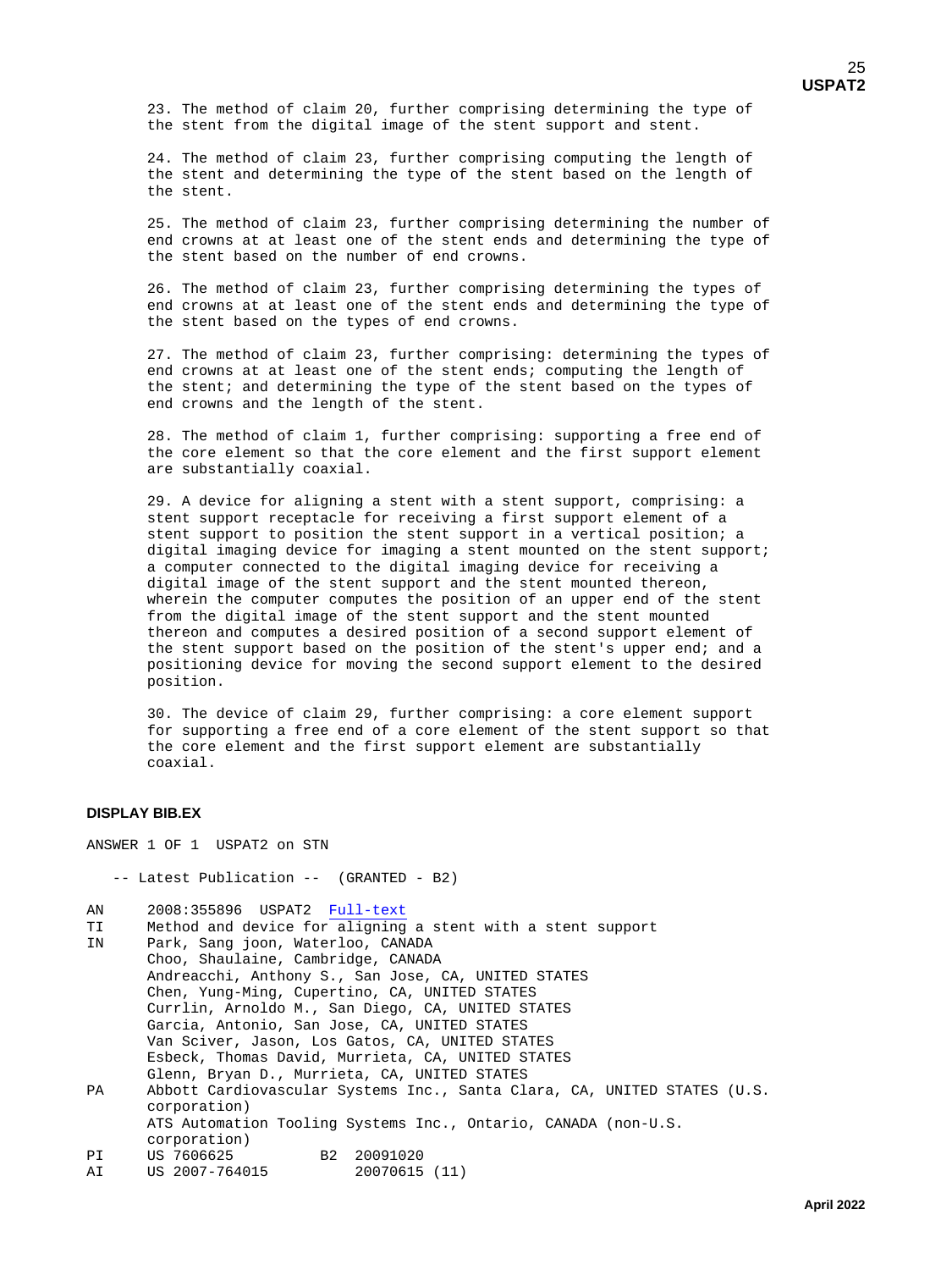23. The method of claim 20, further comprising determining the type of the stent from the digital image of the stent support and stent.

24. The method of claim 23, further comprising computing the length of the stent and determining the type of the stent based on the length of the stent.

25. The method of claim 23, further comprising determining the number of end crowns at at least one of the stent ends and determining the type of the stent based on the number of end crowns.

26. The method of claim 23, further comprising determining the types of end crowns at at least one of the stent ends and determining the type of the stent based on the types of end crowns.

27. The method of claim 23, further comprising: determining the types of end crowns at at least one of the stent ends; computing the length of the stent; and determining the type of the stent based on the types of end crowns and the length of the stent.

28. The method of claim 1, further comprising: supporting a free end of the core element so that the core element and the first support element are substantially coaxial.

29. A device for aligning a stent with a stent support, comprising: a stent support receptacle for receiving a first support element of a stent support to position the stent support in a vertical position; a digital imaging device for imaging a stent mounted on the stent support; a computer connected to the digital imaging device for receiving a digital image of the stent support and the stent mounted thereon, wherein the computer computes the position of an upper end of the stent from the digital image of the stent support and the stent mounted thereon and computes a desired position of a second support element of the stent support based on the position of the stent's upper end; and a positioning device for moving the second support element to the desired position.

30. The device of claim 29, further comprising: a core element support for supporting a free end of a core element of the stent support so that the core element and the first support element are substantially coaxial.

**DISPLAY BIB.EX**

ANSWER 1 OF 1 USPAT2 on STN

-- Latest Publication -- (GRANTED - B2)

```
AN      2008:355896  USPAT2  Full-text
TI      Method and device for aligning a stent with a stent support
IN      Park, Sang joon, Waterloo, CANADA
        Choo, Shaulaine, Cambridge, CANADA
        Andreacchi, Anthony S., San Jose, CA, UNITED STATES
        Chen, Yung-Ming, Cupertino, CA, UNITED STATES
        Currlin, Arnoldo M., San Diego, CA, UNITED STATES
        Garcia, Antonio, San Jose, CA, UNITED STATES
        Van Sciver, Jason, Los Gatos, CA, UNITED STATES
        Esbeck, Thomas David, Murrieta, CA, UNITED STATES
        Glenn, Bryan D., Murrieta, CA, UNITED STATES
PA      Abbott Cardiovascular Systems Inc., Santa Clara, CA, UNITED STATES (U.S.
        corporation)
        ATS Automation Tooling Systems Inc., Ontario, CANADA (non-U.S.
        corporation)
PI      US 7606625          B2  20091020
AI      US 2007-764015          20070615 (11)
```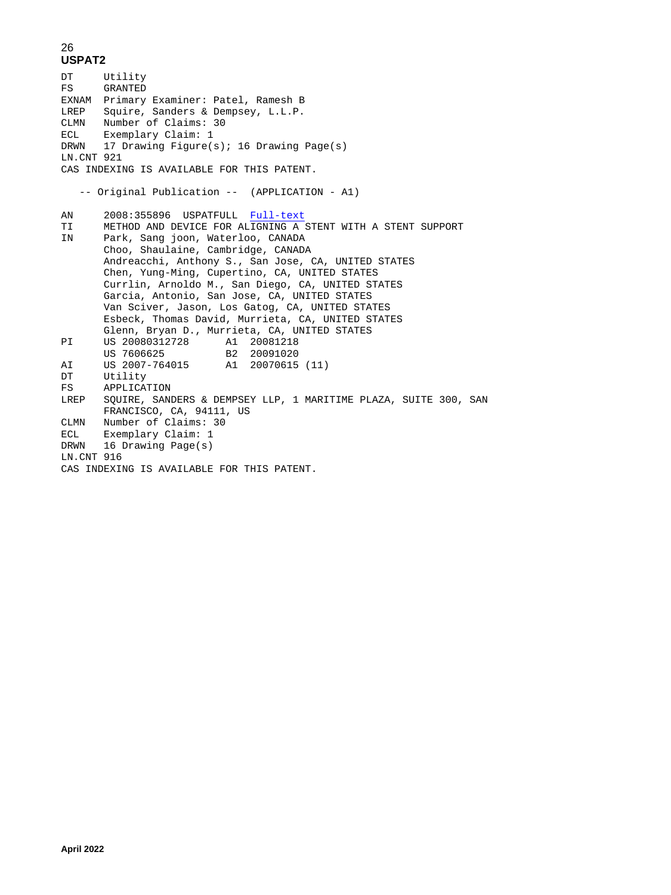**USPAT2**

```
DT      Utility
FS      GRANTED
EXNAM   Primary Examiner: Patel, Ramesh B
LREP    Squire, Sanders & Dempsey, L.L.P.
CLMN    Number of Claims: 30
ECL     Exemplary Claim: 1
DRWN    17 Drawing Figure(s); 16 Drawing Page(s)
LN.CNT 921
CAS INDEXING IS AVAILABLE FOR THIS PATENT.

   -- Original Publication --  (APPLICATION - A1)

AN      2008:355896  USPATFULL  Full-text
TI      METHOD AND DEVICE FOR ALIGNING A STENT WITH A STENT SUPPORT
IN      Park, Sang joon, Waterloo, CANADA
        Choo, Shaulaine, Cambridge, CANADA
        Andreacchi, Anthony S., San Jose, CA, UNITED STATES
        Chen, Yung-Ming, Cupertino, CA, UNITED STATES
        Currlin, Arnoldo M., San Diego, CA, UNITED STATES
        Garcia, Antonio, San Jose, CA, UNITED STATES
        Van Sciver, Jason, Los Gatog, CA, UNITED STATES
        Esbeck, Thomas David, Murrieta, CA, UNITED STATES
        Glenn, Bryan D., Murrieta, CA, UNITED STATES
PI      US 20080312728      A1  20081218
        US 7606625          B2  20091020
AI      US 2007-764015      A1  20070615 (11)
DT      Utility
FS      APPLICATION
LREP    SQUIRE, SANDERS & DEMPSEY LLP, 1 MARITIME PLAZA, SUITE 300, SAN
        FRANCISCO, CA, 94111, US
CLMN    Number of Claims: 30
ECL     Exemplary Claim: 1
DRWN    16 Drawing Page(s)
LN.CNT 916
CAS INDEXING IS AVAILABLE FOR THIS PATENT.
```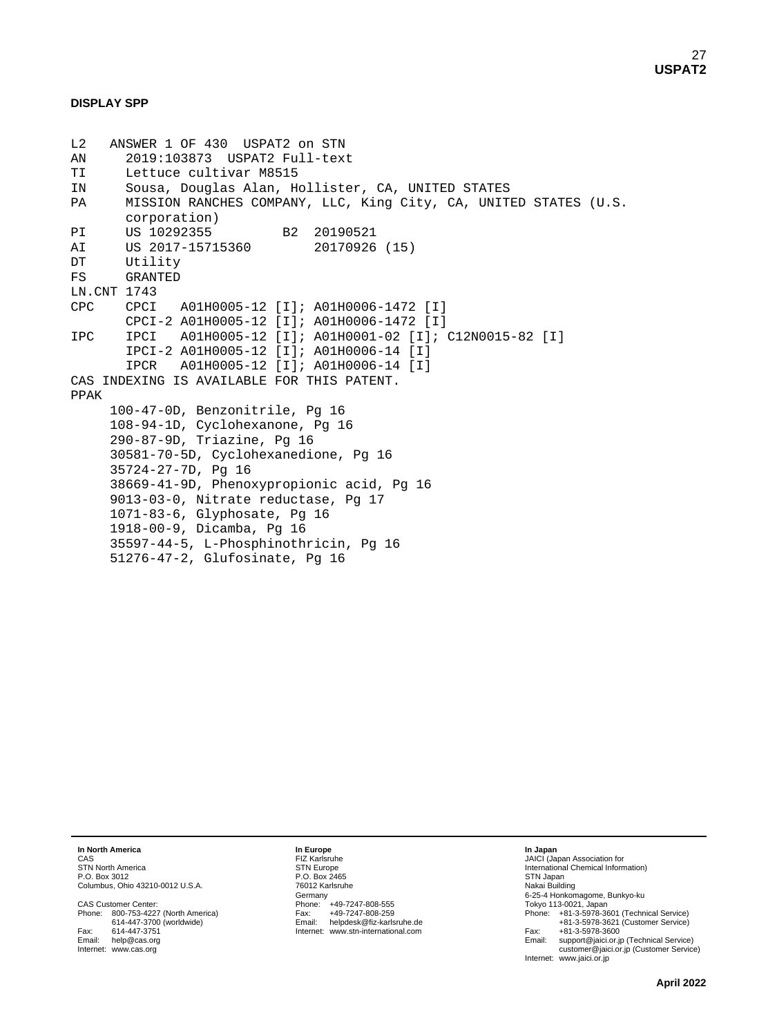**DISPLAY SPP**

```
L2   ANSWER 1 OF 430  USPAT2 on STN
AN     2019:103873  USPAT2 Full-text
TI     Lettuce cultivar M8515
IN     Sousa, Douglas Alan, Hollister, CA, UNITED STATES
PA     MISSION RANCHES COMPANY, LLC, King City, CA, UNITED STATES (U.S.
       corporation)
PI     US 10292355         B2  20190521
AI     US 2017-15715360        20170926 (15)
DT     Utility
FS     GRANTED
LN.CNT 1743
CPC    CPCI   A01H0005-12 [I]; A01H0006-1472 [I]
       CPCI-2 A01H0005-12 [I]; A01H0006-1472 [I]
IPC    IPCI   A01H0005-12 [I]; A01H0001-02 [I]; C12N0015-82 [I]
       IPCI-2 A01H0005-12 [I]; A01H0006-14 [I]
       IPCR   A01H0005-12 [I]; A01H0006-14 [I]
CAS INDEXING IS AVAILABLE FOR THIS PATENT.
PPAK
     100-47-0D, Benzonitrile, Pg 16
     108-94-1D, Cyclohexanone, Pg 16
     290-87-9D, Triazine, Pg 16
     30581-70-5D, Cyclohexanedione, Pg 16
     35724-27-7D, Pg 16
     38669-41-9D, Phenoxypropionic acid, Pg 16
     9013-03-0, Nitrate reductase, Pg 17
     1071-83-6, Glyphosate, Pg 16
     1918-00-9, Dicamba, Pg 16
     35597-44-5, L-Phosphinothricin, Pg 16
     51276-47-2, Glufosinate, Pg 16
```